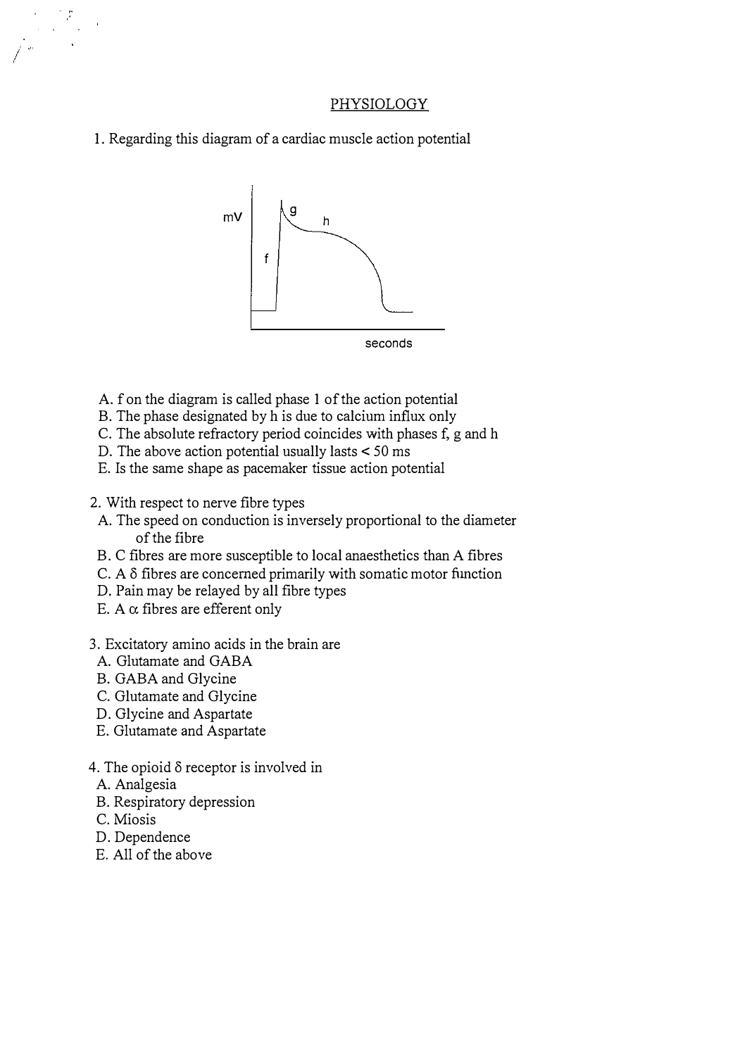# PHYSIOLOGY

1. Regarding this diagram of a cardiac muscle action potential

   A. f on the diagram is called phase 1 of the action potential
   B. The phase designated by h is due to calcium influx only
   C. The absolute refractory period coincides with phases f, g and h
   D. The above action potential usually lasts < 50 ms
   E. Is the same shape as pacemaker tissue action potential

2. With respect to nerve fibre types
   A. The speed on conduction is inversely proportional to the diameter of the fibre
   B. C fibres are more susceptible to local anaesthetics than A fibres
   C. A $\delta$ fibres are concerned primarily with somatic motor function
   D. Pain may be relayed by all fibre types
   E. A $\alpha$ fibres are efferent only

3. Excitatory amino acids in the brain are
   A. Glutamate and GABA
   B. GABA and Glycine
   C. Glutamate and Glycine
   D. Glycine and Aspartate
   E. Glutamate and Aspartate

4. The opioid $\delta$ receptor is involved in
   A. Analgesia
   B. Respiratory depression
   C. Miosis
   D. Dependence
   E. All of the above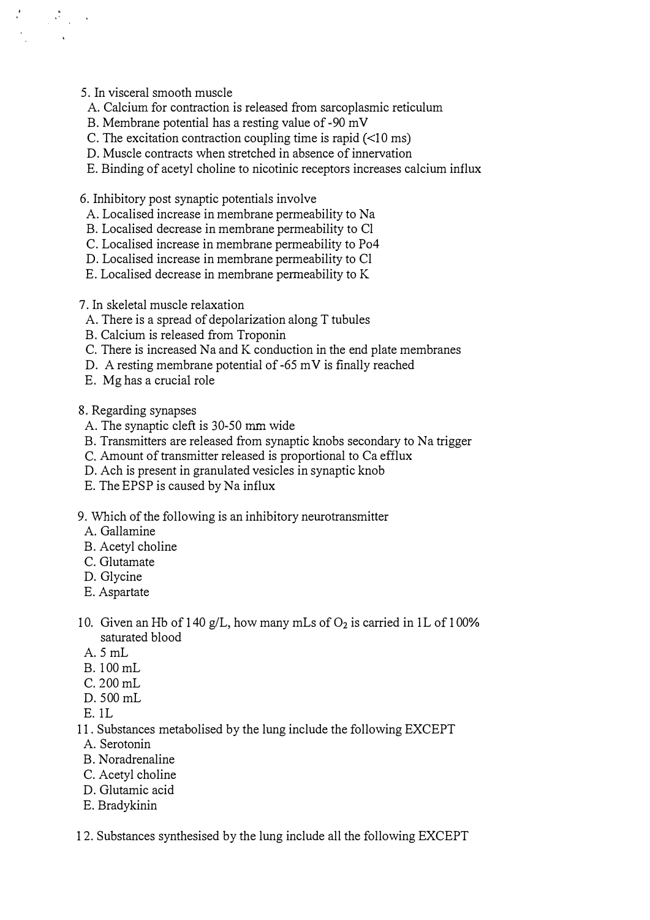5. In visceral smooth muscle
   A. Calcium for contraction is released from sarcoplasmic reticulum
   B. Membrane potential has a resting value of -90 mV
   C. The excitation contraction coupling time is rapid (<10 ms)
   D. Muscle contracts when stretched in absence of innervation
   E. Binding of acetyl choline to nicotinic receptors increases calcium influx

6. Inhibitory post synaptic potentials involve
   A. Localised increase in membrane permeability to Na
   B. Localised decrease in membrane permeability to Cl
   C. Localised increase in membrane permeability to Po4
   D. Localised increase in membrane permeability to Cl
   E. Localised decrease in membrane permeability to K

7. In skeletal muscle relaxation
   A. There is a spread of depolarization along T tubules
   B. Calcium is released from Troponin
   C. There is increased Na and K conduction in the end plate membranes
   D. A resting membrane potential of -65 mV is finally reached
   E. Mg has a crucial role

8. Regarding synapses
   A. The synaptic cleft is 30-50 mm wide
   B. Transmitters are released from synaptic knobs secondary to Na trigger
   C. Amount of transmitter released is proportional to Ca efflux
   D. Ach is present in granulated vesicles in synaptic knob
   E. The EPSP is caused by Na influx

9. Which of the following is an inhibitory neurotransmitter
   A. Gallamine
   B. Acetyl choline
   C. Glutamate
   D. Glycine
   E. Aspartate

10. Given an Hb of 140 g/L, how many mLs of $O_2$ is carried in 1L of 100% saturated blood
    A. 5 mL
    B. 100 mL
    C. 200 mL
    D. 500 mL
    E. 1L

11. Substances metabolised by the lung include the following EXCEPT
    A. Serotonin
    B. Noradrenaline
    C. Acetyl choline
    D. Glutamic acid
    E. Bradykinin

12. Substances synthesised by the lung include all the following EXCEPT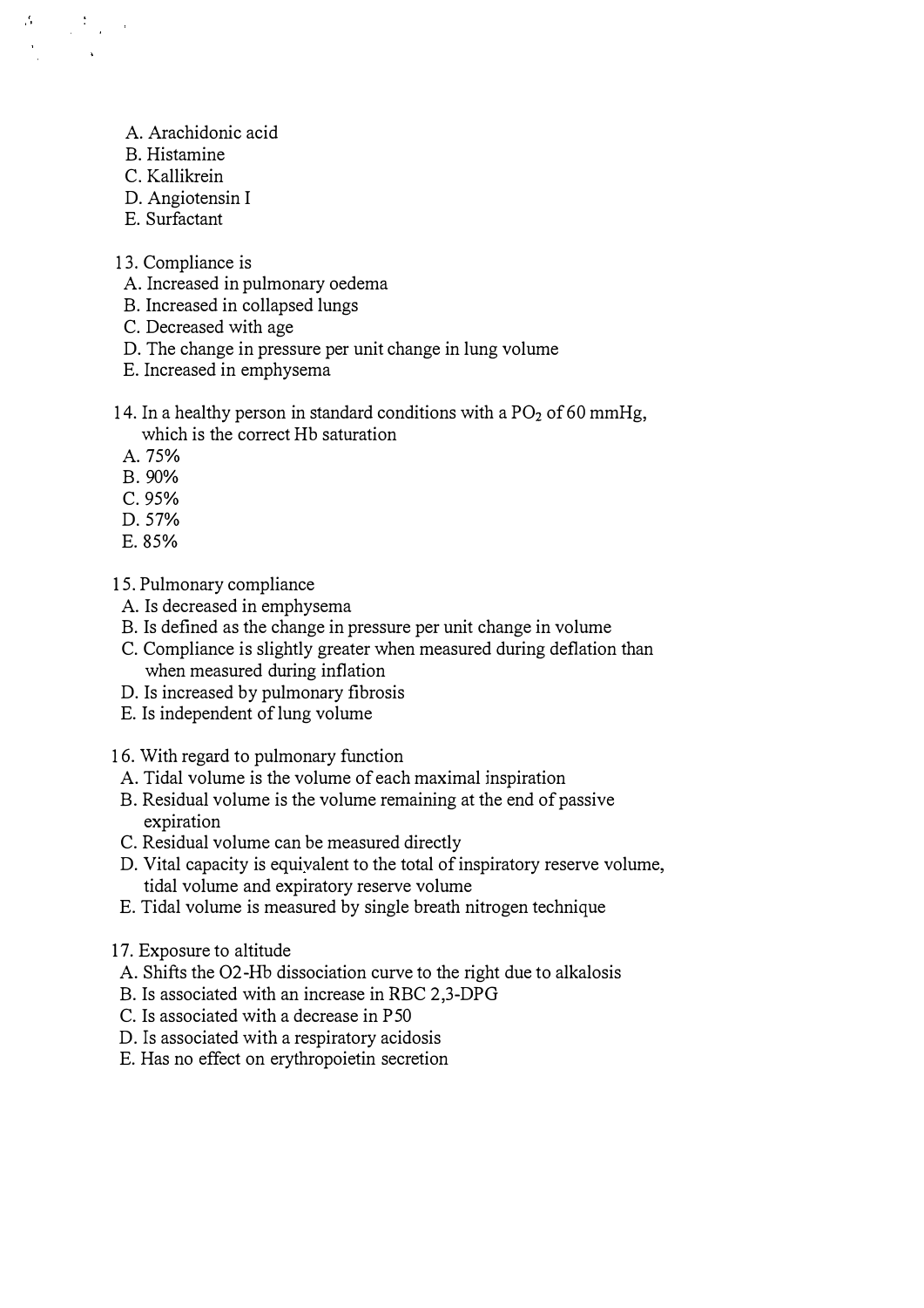A. Arachidonic acid
B. Histamine
C. Kallikrein
D. Angiotensin I
E. Surfactant

13. Compliance is
A. Increased in pulmonary oedema
B. Increased in collapsed lungs
C. Decreased with age
D. The change in pressure per unit change in lung volume
E. Increased in emphysema

14. In a healthy person in standard conditions with a $PO_2$ of 60 mmHg, which is the correct Hb saturation
A. 75%
B. 90%
C. 95%
D. 57%
E. 85%

15. Pulmonary compliance
A. Is decreased in emphysema
B. Is defined as the change in pressure per unit change in volume
C. Compliance is slightly greater when measured during deflation than when measured during inflation
D. Is increased by pulmonary fibrosis
E. Is independent of lung volume

16. With regard to pulmonary function
A. Tidal volume is the volume of each maximal inspiration
B. Residual volume is the volume remaining at the end of passive expiration
C. Residual volume can be measured directly
D. Vital capacity is equivalent to the total of inspiratory reserve volume, tidal volume and expiratory reserve volume
E. Tidal volume is measured by single breath nitrogen technique

17. Exposure to altitude
A. Shifts the $O_2$-Hb dissociation curve to the right due to alkalosis
B. Is associated with an increase in RBC 2,3-DPG
C. Is associated with a decrease in $P_{50}$
D. Is associated with a respiratory acidosis
E. Has no effect on erythropoietin secretion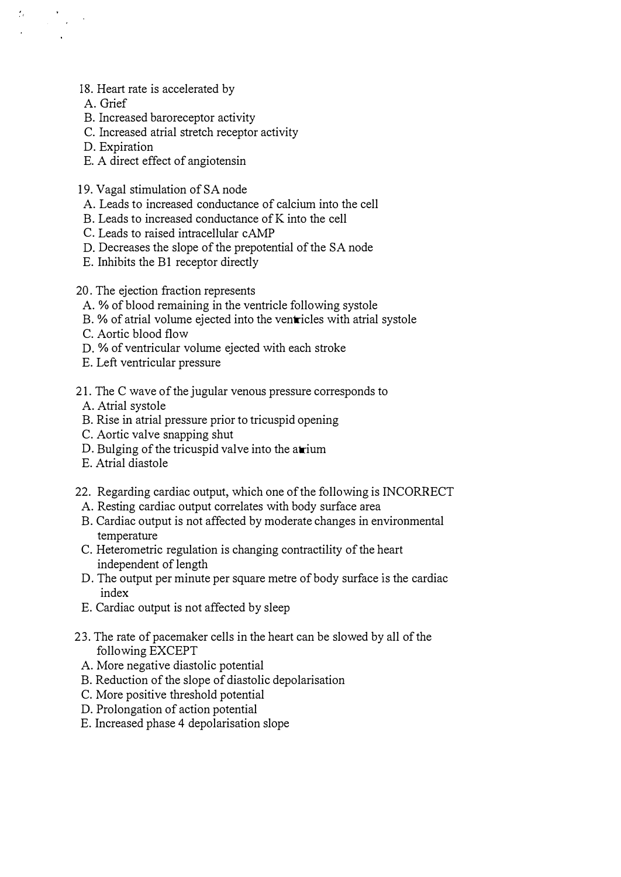18. Heart rate is accelerated by
   A. Grief
   B. Increased baroreceptor activity
   C. Increased atrial stretch receptor activity
   D. Expiration
   E. A direct effect of angiotensin

19. Vagal stimulation of SA node
   A. Leads to increased conductance of calcium into the cell
   B. Leads to increased conductance of K into the cell
   C. Leads to raised intracellular cAMP
   D. Decreases the slope of the prepotential of the SA node
   E. Inhibits the B1 receptor directly

20. The ejection fraction represents
   A. % of blood remaining in the ventricle following systole
   B. % of atrial volume ejected into the ventricles with atrial systole
   C. Aortic blood flow
   D. % of ventricular volume ejected with each stroke
   E. Left ventricular pressure

21. The C wave of the jugular venous pressure corresponds to
   A. Atrial systole
   B. Rise in atrial pressure prior to tricuspid opening
   C. Aortic valve snapping shut
   D. Bulging of the tricuspid valve into the atrium
   E. Atrial diastole

22. Regarding cardiac output, which one of the following is INCORRECT
   A. Resting cardiac output correlates with body surface area
   B. Cardiac output is not affected by moderate changes in environmental temperature
   C. Heterometric regulation is changing contractility of the heart independent of length
   D. The output per minute per square metre of body surface is the cardiac index
   E. Cardiac output is not affected by sleep

23. The rate of pacemaker cells in the heart can be slowed by all of the following EXCEPT
   A. More negative diastolic potential
   B. Reduction of the slope of diastolic depolarisation
   C. More positive threshold potential
   D. Prolongation of action potential
   E. Increased phase 4 depolarisation slope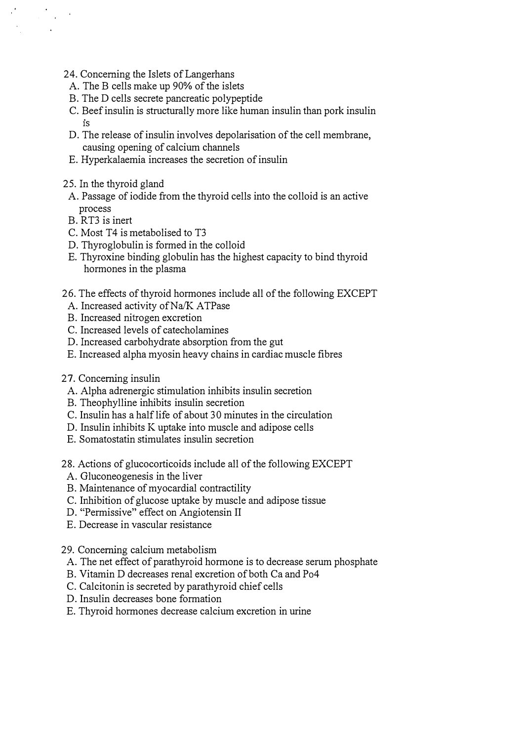24. Concerning the Islets of Langerhans
   A. The B cells make up 90% of the islets
   B. The D cells secrete pancreatic polypeptide
   C. Beef insulin is structurally more like human insulin than pork insulin is
   D. The release of insulin involves depolarisation of the cell membrane, causing opening of calcium channels
   E. Hyperkalaemia increases the secretion of insulin

25. In the thyroid gland
   A. Passage of iodide from the thyroid cells into the colloid is an active process
   B. RT3 is inert
   C. Most T4 is metabolised to T3
   D. Thyroglobulin is formed in the colloid
   E. Thyroxine binding globulin has the highest capacity to bind thyroid hormones in the plasma

26. The effects of thyroid hormones include all of the following EXCEPT
   A. Increased activity of Na/K ATPase
   B. Increased nitrogen excretion
   C. Increased levels of catecholamines
   D. Increased carbohydrate absorption from the gut
   E. Increased alpha myosin heavy chains in cardiac muscle fibres

27. Concerning insulin
   A. Alpha adrenergic stimulation inhibits insulin secretion
   B. Theophylline inhibits insulin secretion
   C. Insulin has a half life of about 30 minutes in the circulation
   D. Insulin inhibits K uptake into muscle and adipose cells
   E. Somatostatin stimulates insulin secretion

28. Actions of glucocorticoids include all of the following EXCEPT
   A. Gluconeogenesis in the liver
   B. Maintenance of myocardial contractility
   C. Inhibition of glucose uptake by muscle and adipose tissue
   D. "Permissive" effect on Angiotensin II
   E. Decrease in vascular resistance

29. Concerning calcium metabolism
   A. The net effect of parathyroid hormone is to decrease serum phosphate
   B. Vitamin D decreases renal excretion of both Ca and Po4
   C. Calcitonin is secreted by parathyroid chief cells
   D. Insulin decreases bone formation
   E. Thyroid hormones decrease calcium excretion in urine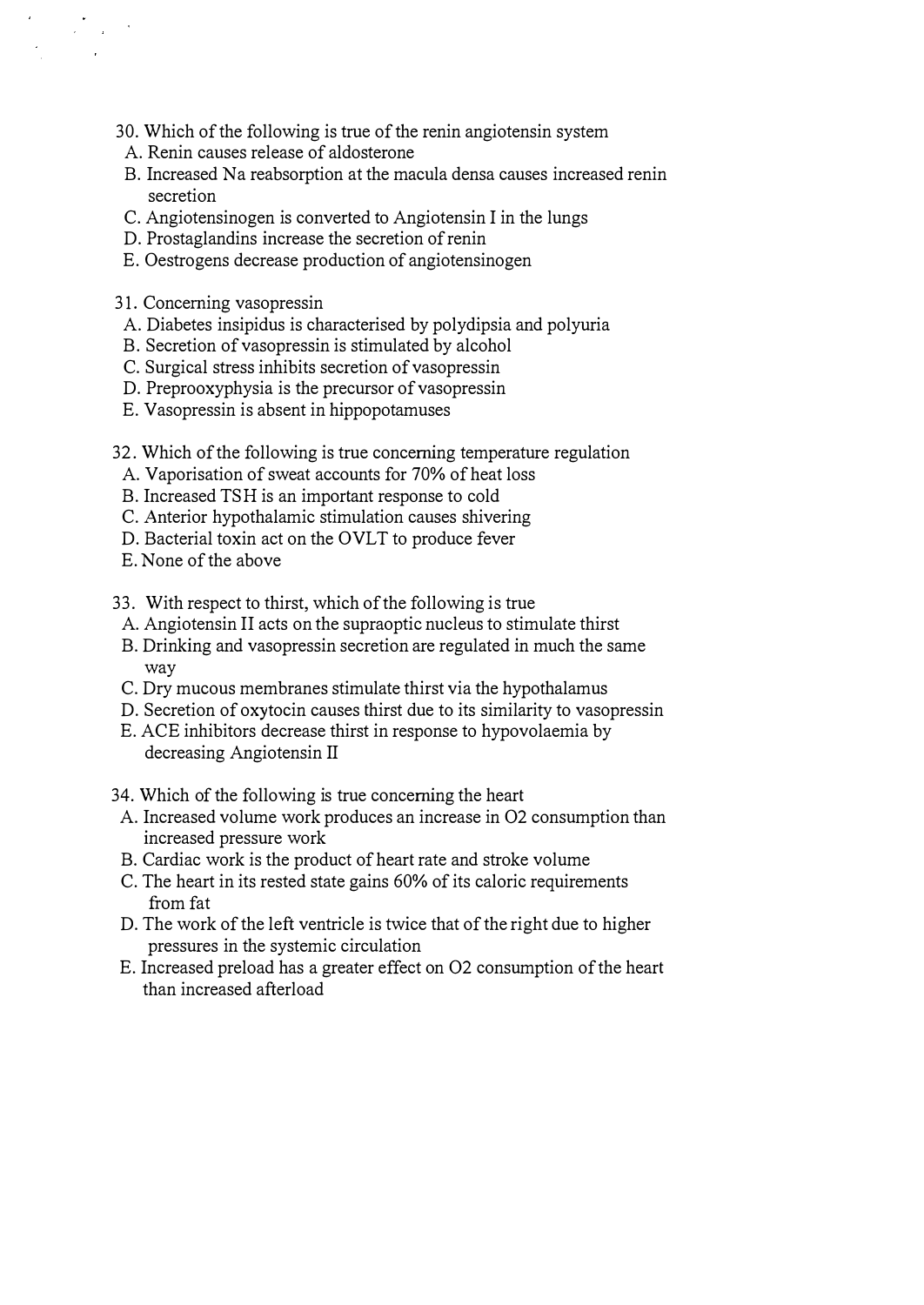30. Which of the following is true of the renin angiotensin system
  A. Renin causes release of aldosterone
  B. Increased Na reabsorption at the macula densa causes increased renin secretion
  C. Angiotensinogen is converted to Angiotensin I in the lungs
  D. Prostaglandins increase the secretion of renin
  E. Oestrogens decrease production of angiotensinogen

31. Concerning vasopressin
  A. Diabetes insipidus is characterised by polydipsia and polyuria
  B. Secretion of vasopressin is stimulated by alcohol
  C. Surgical stress inhibits secretion of vasopressin
  D. Preprooxyphysia is the precursor of vasopressin
  E. Vasopressin is absent in hippopotamuses

32. Which of the following is true concerning temperature regulation
  A. Vaporisation of sweat accounts for 70% of heat loss
  B. Increased TSH is an important response to cold
  C. Anterior hypothalamic stimulation causes shivering
  D. Bacterial toxin act on the OVLT to produce fever
  E. None of the above

33. With respect to thirst, which of the following is true
  A. Angiotensin II acts on the supraoptic nucleus to stimulate thirst
  B. Drinking and vasopressin secretion are regulated in much the same way
  C. Dry mucous membranes stimulate thirst via the hypothalamus
  D. Secretion of oxytocin causes thirst due to its similarity to vasopressin
  E. ACE inhibitors decrease thirst in response to hypovolaemia by decreasing Angiotensin II

34. Which of the following is true concerning the heart
  A. Increased volume work produces an increase in O2 consumption than increased pressure work
  B. Cardiac work is the product of heart rate and stroke volume
  C. The heart in its rested state gains 60% of its caloric requirements from fat
  D. The work of the left ventricle is twice that of the right due to higher pressures in the systemic circulation
  E. Increased preload has a greater effect on O2 consumption of the heart than increased afterload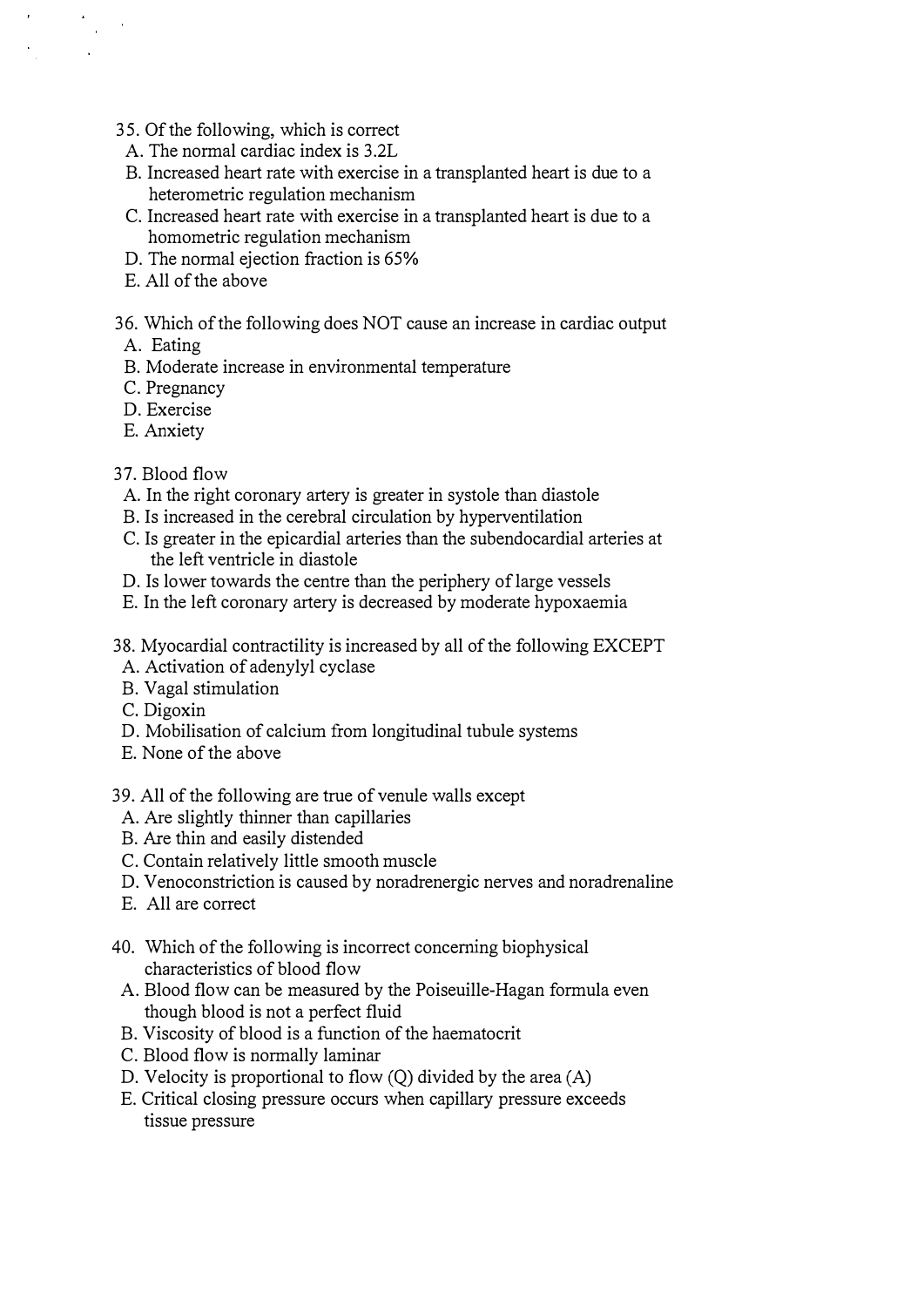35. Of the following, which is correct
   A. The normal cardiac index is 3.2L
   B. Increased heart rate with exercise in a transplanted heart is due to a heterometric regulation mechanism
   C. Increased heart rate with exercise in a transplanted heart is due to a homometric regulation mechanism
   D. The normal ejection fraction is 65%
   E. All of the above

36. Which of the following does NOT cause an increase in cardiac output
   A. Eating
   B. Moderate increase in environmental temperature
   C. Pregnancy
   D. Exercise
   E. Anxiety

37. Blood flow
   A. In the right coronary artery is greater in systole than diastole
   B. Is increased in the cerebral circulation by hyperventilation
   C. Is greater in the epicardial arteries than the subendocardial arteries at the left ventricle in diastole
   D. Is lower towards the centre than the periphery of large vessels
   E. In the left coronary artery is decreased by moderate hypoxaemia

38. Myocardial contractility is increased by all of the following EXCEPT
   A. Activation of adenylyl cyclase
   B. Vagal stimulation
   C. Digoxin
   D. Mobilisation of calcium from longitudinal tubule systems
   E. None of the above

39. All of the following are true of venule walls except
   A. Are slightly thinner than capillaries
   B. Are thin and easily distended
   C. Contain relatively little smooth muscle
   D. Venoconstriction is caused by noradrenergic nerves and noradrenaline
   E. All are correct

40. Which of the following is incorrect concerning biophysical characteristics of blood flow
   A. Blood flow can be measured by the Poiseuille-Hagan formula even though blood is not a perfect fluid
   B. Viscosity of blood is a function of the haematocrit
   C. Blood flow is normally laminar
   D. Velocity is proportional to flow (Q) divided by the area (A)
   E. Critical closing pressure occurs when capillary pressure exceeds tissue pressure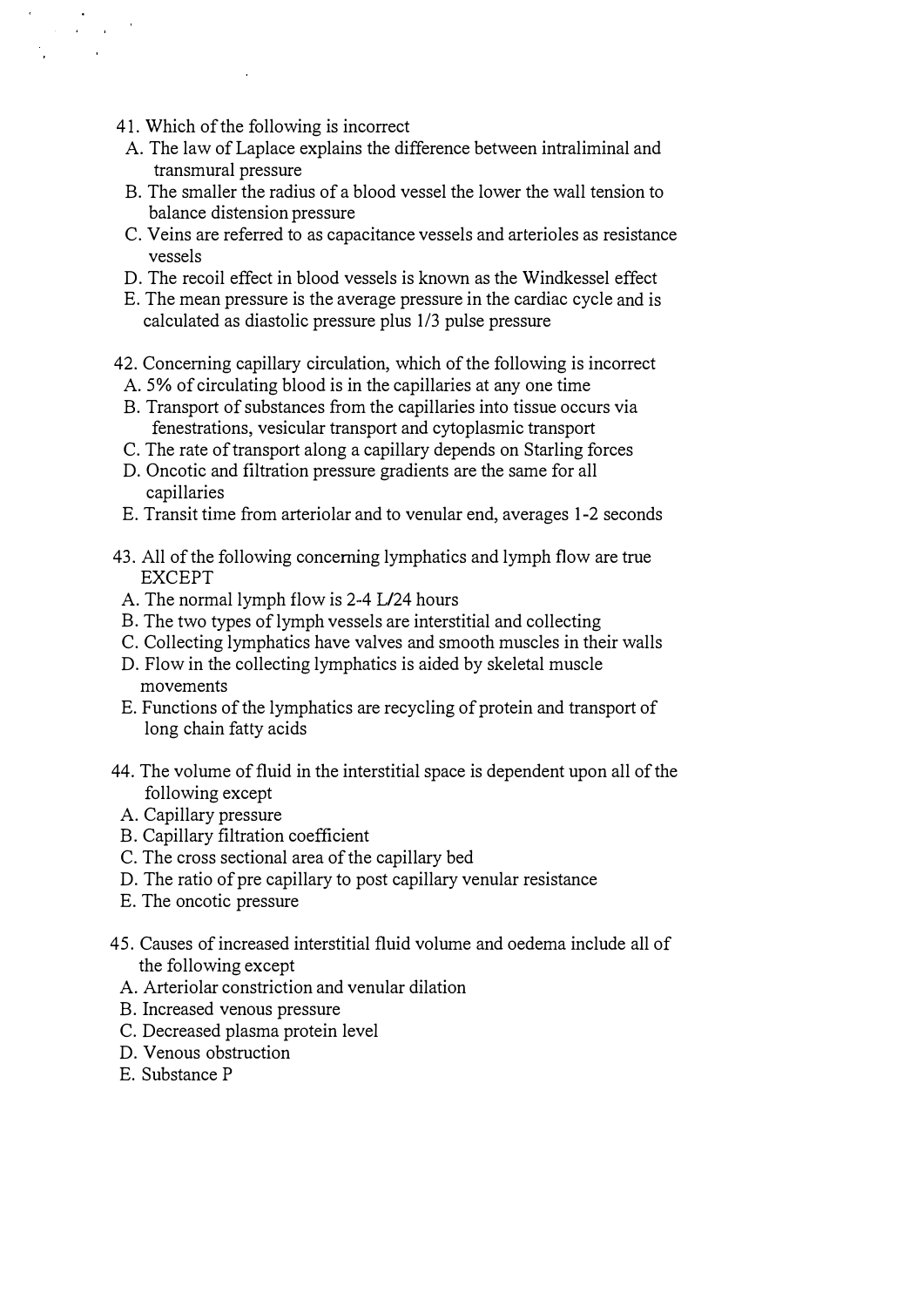41. Which of the following is incorrect
   A. The law of Laplace explains the difference between intraliminal and transmural pressure
   B. The smaller the radius of a blood vessel the lower the wall tension to balance distension pressure
   C. Veins are referred to as capacitance vessels and arterioles as resistance vessels
   D. The recoil effect in blood vessels is known as the Windkessel effect
   E. The mean pressure is the average pressure in the cardiac cycle and is calculated as diastolic pressure plus 1/3 pulse pressure

42. Concerning capillary circulation, which of the following is incorrect
   A. 5% of circulating blood is in the capillaries at any one time
   B. Transport of substances from the capillaries into tissue occurs via fenestrations, vesicular transport and cytoplasmic transport
   C. The rate of transport along a capillary depends on Starling forces
   D. Oncotic and filtration pressure gradients are the same for all capillaries
   E. Transit time from arteriolar and to venular end, averages 1-2 seconds

43. All of the following concerning lymphatics and lymph flow are true EXCEPT
   A. The normal lymph flow is 2-4 L/24 hours
   B. The two types of lymph vessels are interstitial and collecting
   C. Collecting lymphatics have valves and smooth muscles in their walls
   D. Flow in the collecting lymphatics is aided by skeletal muscle movements
   E. Functions of the lymphatics are recycling of protein and transport of long chain fatty acids

44. The volume of fluid in the interstitial space is dependent upon all of the following except
   A. Capillary pressure
   B. Capillary filtration coefficient
   C. The cross sectional area of the capillary bed
   D. The ratio of pre capillary to post capillary venular resistance
   E. The oncotic pressure

45. Causes of increased interstitial fluid volume and oedema include all of the following except
   A. Arteriolar constriction and venular dilation
   B. Increased venous pressure
   C. Decreased plasma protein level
   D. Venous obstruction
   E. Substance P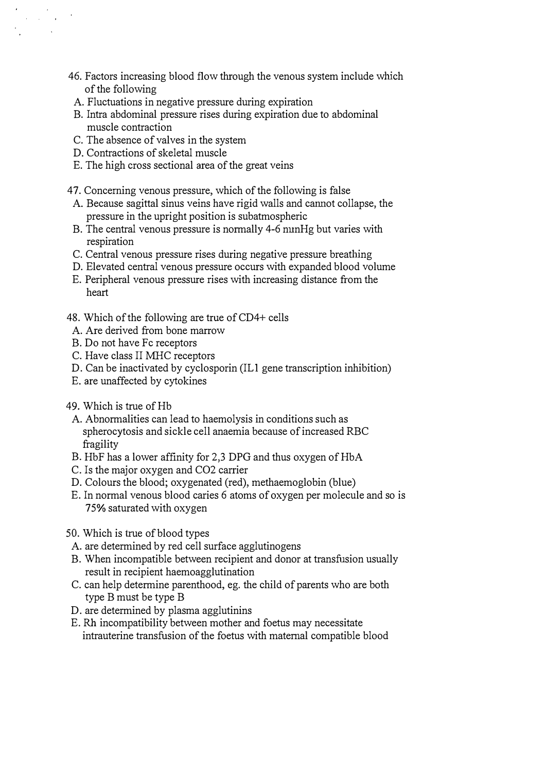46. Factors increasing blood flow through the venous system include which of the following
  A. Fluctuations in negative pressure during expiration
  B. Intra abdominal pressure rises during expiration due to abdominal muscle contraction
  C. The absence of valves in the system
  D. Contractions of skeletal muscle
  E. The high cross sectional area of the great veins

47. Concerning venous pressure, which of the following is false
  A. Because sagittal sinus veins have rigid walls and cannot collapse, the pressure in the upright position is subatmospheric
  B. The central venous pressure is normally 4-6 mmHg but varies with respiration
  C. Central venous pressure rises during negative pressure breathing
  D. Elevated central venous pressure occurs with expanded blood volume
  E. Peripheral venous pressure rises with increasing distance from the heart

48. Which of the following are true of CD4+ cells
  A. Are derived from bone marrow
  B. Do not have Fc receptors
  C. Have class II MHC receptors
  D. Can be inactivated by cyclosporin (IL1 gene transcription inhibition)
  E. are unaffected by cytokines

49. Which is true of Hb
  A. Abnormalities can lead to haemolysis in conditions such as spherocytosis and sickle cell anaemia because of increased RBC fragility
  B. HbF has a lower affinity for 2,3 DPG and thus oxygen of HbA
  C. Is the major oxygen and CO2 carrier
  D. Colours the blood; oxygenated (red), methaemoglobin (blue)
  E. In normal venous blood caries 6 atoms of oxygen per molecule and so is 75% saturated with oxygen

50. Which is true of blood types
  A. are determined by red cell surface agglutinogens
  B. When incompatible between recipient and donor at transfusion usually result in recipient haemoagglutination
  C. can help determine parenthood, eg. the child of parents who are both type B must be type B
  D. are determined by plasma agglutinins
  E. Rh incompatibility between mother and foetus may necessitate intrauterine transfusion of the foetus with maternal compatible blood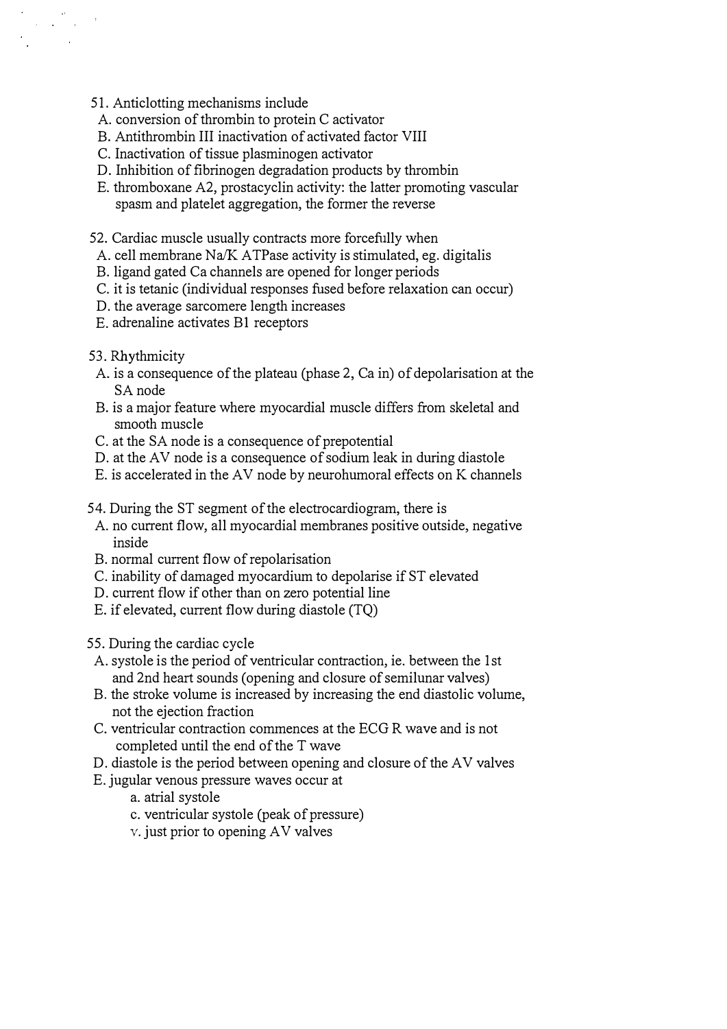51. Anticlotting mechanisms include
 A. conversion of thrombin to protein C activator
 B. Antithrombin III inactivation of activated factor VIII
 C. Inactivation of tissue plasminogen activator
 D. Inhibition of fibrinogen degradation products by thrombin
 E. thromboxane A2, prostacyclin activity: the latter promoting vascular spasm and platelet aggregation, the former the reverse

52. Cardiac muscle usually contracts more forcefully when
 A. cell membrane Na/K ATPase activity is stimulated, eg. digitalis
 B. ligand gated Ca channels are opened for longer periods
 C. it is tetanic (individual responses fused before relaxation can occur)
 D. the average sarcomere length increases
 E. adrenaline activates B1 receptors

53. Rhythmicity
 A. is a consequence of the plateau (phase 2, Ca in) of depolarisation at the SA node
 B. is a major feature where myocardial muscle differs from skeletal and smooth muscle
 C. at the SA node is a consequence of prepotential
 D. at the AV node is a consequence of sodium leak in during diastole
 E. is accelerated in the AV node by neurohumoral effects on K channels

54. During the ST segment of the electrocardiogram, there is
 A. no current flow, all myocardial membranes positive outside, negative inside
 B. normal current flow of repolarisation
 C. inability of damaged myocardium to depolarise if ST elevated
 D. current flow if other than on zero potential line
 E. if elevated, current flow during diastole (TQ)

55. During the cardiac cycle
 A. systole is the period of ventricular contraction, ie. between the 1st and 2nd heart sounds (opening and closure of semilunar valves)
 B. the stroke volume is increased by increasing the end diastolic volume, not the ejection fraction
 C. ventricular contraction commences at the ECG R wave and is not completed until the end of the T wave
 D. diastole is the period between opening and closure of the AV valves
 E. jugular venous pressure waves occur at
  a. atrial systole
  c. ventricular systole (peak of pressure)
  v. just prior to opening AV valves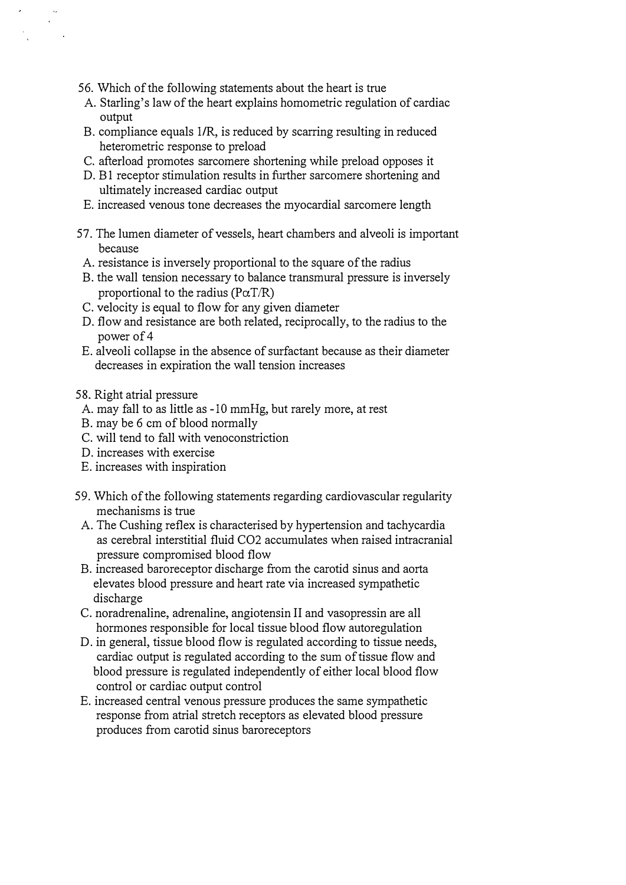56. Which of the following statements about the heart is true
  A. Starling's law of the heart explains homometric regulation of cardiac output
  B. compliance equals 1/R, is reduced by scarring resulting in reduced heterometric response to preload
  C. afterload promotes sarcomere shortening while preload opposes it
  D. B1 receptor stimulation results in further sarcomere shortening and ultimately increased cardiac output
  E. increased venous tone decreases the myocardial sarcomere length

57. The lumen diameter of vessels, heart chambers and alveoli is important because
  A. resistance is inversely proportional to the square of the radius
  B. the wall tension necessary to balance transmural pressure is inversely proportional to the radius ($P\alpha T/R$)
  C. velocity is equal to flow for any given diameter
  D. flow and resistance are both related, reciprocally, to the radius to the power of 4
  E. alveoli collapse in the absence of surfactant because as their diameter decreases in expiration the wall tension increases

58. Right atrial pressure
  A. may fall to as little as -10 mmHg, but rarely more, at rest
  B. may be 6 cm of blood normally
  C. will tend to fall with venoconstriction
  D. increases with exercise
  E. increases with inspiration

59. Which of the following statements regarding cardiovascular regularity mechanisms is true
  A. The Cushing reflex is characterised by hypertension and tachycardia as cerebral interstitial fluid $CO_2$ accumulates when raised intracranial pressure compromised blood flow
  B. increased baroreceptor discharge from the carotid sinus and aorta elevates blood pressure and heart rate via increased sympathetic discharge
  C. noradrenaline, adrenaline, angiotensin II and vasopressin are all hormones responsible for local tissue blood flow autoregulation
  D. in general, tissue blood flow is regulated according to tissue needs, cardiac output is regulated according to the sum of tissue flow and blood pressure is regulated independently of either local blood flow control or cardiac output control
  E. increased central venous pressure produces the same sympathetic response from atrial stretch receptors as elevated blood pressure produces from carotid sinus baroreceptors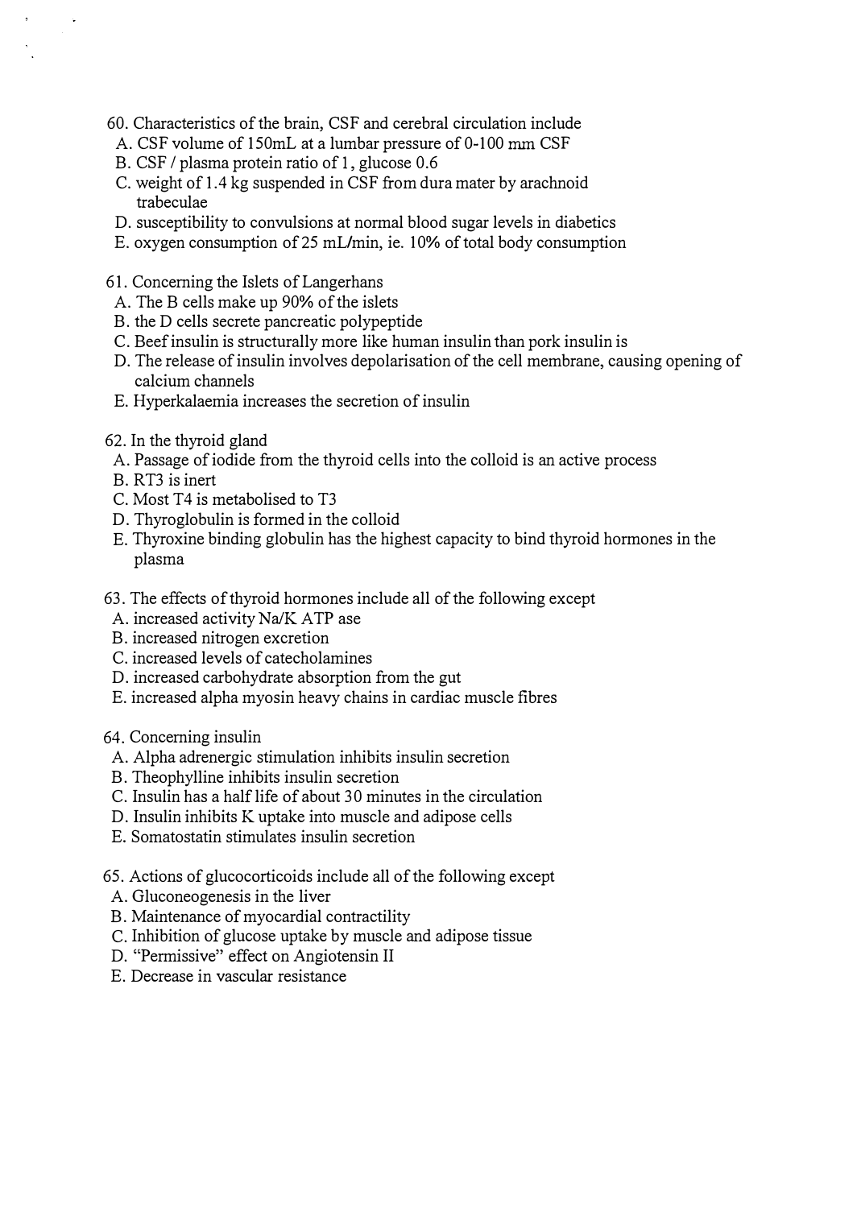60. Characteristics of the brain, CSF and cerebral circulation include
  A. CSF volume of 150mL at a lumbar pressure of 0-100 mm CSF
  B. CSF / plasma protein ratio of 1, glucose 0.6
  C. weight of 1.4 kg suspended in CSF from dura mater by arachnoid trabeculae
  D. susceptibility to convulsions at normal blood sugar levels in diabetics
  E. oxygen consumption of 25 mL/min, ie. 10% of total body consumption

61. Concerning the Islets of Langerhans
  A. The B cells make up 90% of the islets
  B. the D cells secrete pancreatic polypeptide
  C. Beef insulin is structurally more like human insulin than pork insulin is
  D. The release of insulin involves depolarisation of the cell membrane, causing opening of calcium channels
  E. Hyperkalaemia increases the secretion of insulin

62. In the thyroid gland
  A. Passage of iodide from the thyroid cells into the colloid is an active process
  B. RT3 is inert
  C. Most T4 is metabolised to T3
  D. Thyroglobulin is formed in the colloid
  E. Thyroxine binding globulin has the highest capacity to bind thyroid hormones in the plasma

63. The effects of thyroid hormones include all of the following except
  A. increased activity Na/K ATP ase
  B. increased nitrogen excretion
  C. increased levels of catecholamines
  D. increased carbohydrate absorption from the gut
  E. increased alpha myosin heavy chains in cardiac muscle fibres

64. Concerning insulin
  A. Alpha adrenergic stimulation inhibits insulin secretion
  B. Theophylline inhibits insulin secretion
  C. Insulin has a half life of about 30 minutes in the circulation
  D. Insulin inhibits K uptake into muscle and adipose cells
  E. Somatostatin stimulates insulin secretion

65. Actions of glucocorticoids include all of the following except
  A. Gluconeogenesis in the liver
  B. Maintenance of myocardial contractility
  C. Inhibition of glucose uptake by muscle and adipose tissue
  D. "Permissive" effect on Angiotensin II
  E. Decrease in vascular resistance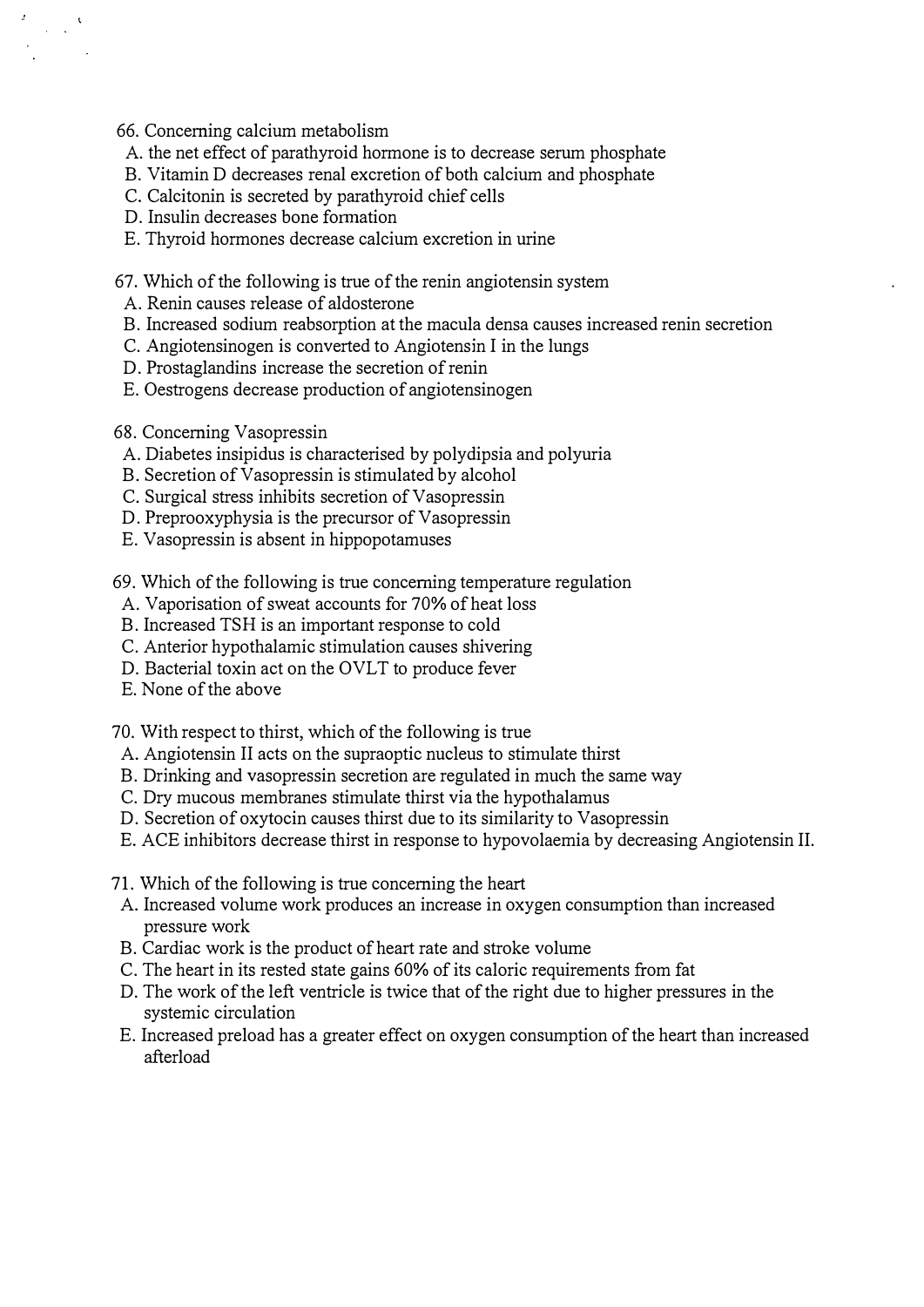66. Concerning calcium metabolism
  A. the net effect of parathyroid hormone is to decrease serum phosphate
  B. Vitamin D decreases renal excretion of both calcium and phosphate
  C. Calcitonin is secreted by parathyroid chief cells
  D. Insulin decreases bone formation
  E. Thyroid hormones decrease calcium excretion in urine

67. Which of the following is true of the renin angiotensin system
  A. Renin causes release of aldosterone
  B. Increased sodium reabsorption at the macula densa causes increased renin secretion
  C. Angiotensinogen is converted to Angiotensin I in the lungs
  D. Prostaglandins increase the secretion of renin
  E. Oestrogens decrease production of angiotensinogen

68. Concerning Vasopressin
  A. Diabetes insipidus is characterised by polydipsia and polyuria
  B. Secretion of Vasopressin is stimulated by alcohol
  C. Surgical stress inhibits secretion of Vasopressin
  D. Preprooxyphysia is the precursor of Vasopressin
  E. Vasopressin is absent in hippopotamuses

69. Which of the following is true concerning temperature regulation
  A. Vaporisation of sweat accounts for 70% of heat loss
  B. Increased TSH is an important response to cold
  C. Anterior hypothalamic stimulation causes shivering
  D. Bacterial toxin act on the OVLT to produce fever
  E. None of the above

70. With respect to thirst, which of the following is true
  A. Angiotensin II acts on the supraoptic nucleus to stimulate thirst
  B. Drinking and vasopressin secretion are regulated in much the same way
  C. Dry mucous membranes stimulate thirst via the hypothalamus
  D. Secretion of oxytocin causes thirst due to its similarity to Vasopressin
  E. ACE inhibitors decrease thirst in response to hypovolaemia by decreasing Angiotensin II.

71. Which of the following is true concerning the heart
  A. Increased volume work produces an increase in oxygen consumption than increased pressure work
  B. Cardiac work is the product of heart rate and stroke volume
  C. The heart in its rested state gains 60% of its caloric requirements from fat
  D. The work of the left ventricle is twice that of the right due to higher pressures in the systemic circulation
  E. Increased preload has a greater effect on oxygen consumption of the heart than increased afterload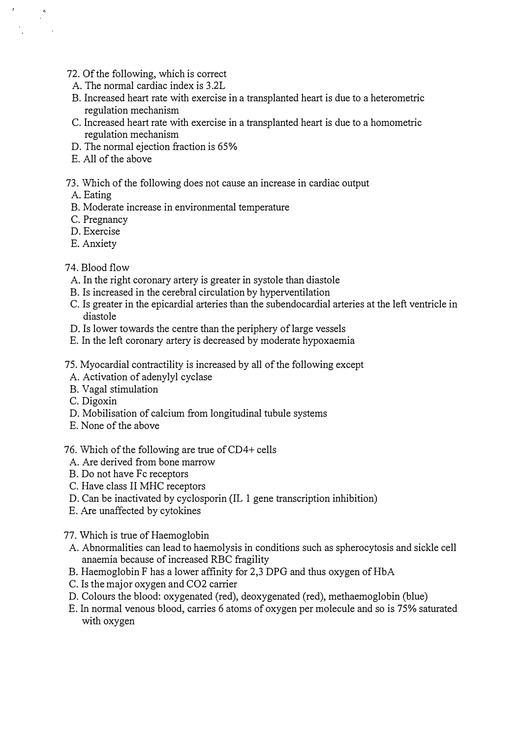72. Of the following, which is correct
  A. The normal cardiac index is 3.2L
  B. Increased heart rate with exercise in a transplanted heart is due to a heterometric regulation mechanism
  C. Increased heart rate with exercise in a transplanted heart is due to a homometric regulation mechanism
  D. The normal ejection fraction is 65%
  E. All of the above

73. Which of the following does not cause an increase in cardiac output
  A. Eating
  B. Moderate increase in environmental temperature
  C. Pregnancy
  D. Exercise
  E. Anxiety

74. Blood flow
  A. In the right coronary artery is greater in systole than diastole
  B. Is increased in the cerebral circulation by hyperventilation
  C. Is greater in the epicardial arteries than the subendocardial arteries at the left ventricle in diastole
  D. Is lower towards the centre than the periphery of large vessels
  E. In the left coronary artery is decreased by moderate hypoxaemia

75. Myocardial contractility is increased by all of the following except
  A. Activation of adenylyl cyclase
  B. Vagal stimulation
  C. Digoxin
  D. Mobilisation of calcium from longitudinal tubule systems
  E. None of the above

76. Which of the following are true of CD4+ cells
  A. Are derived from bone marrow
  B. Do not have Fc receptors
  C. Have class II MHC receptors
  D. Can be inactivated by cyclosporin (IL 1 gene transcription inhibition)
  E. Are unaffected by cytokines

77. Which is true of Haemoglobin
  A. Abnormalities can lead to haemolysis in conditions such as spherocytosis and sickle cell anaemia because of increased RBC fragility
  B. Haemoglobin F has a lower affinity for 2,3 DPG and thus oxygen of HbA
  C. Is the major oxygen and $CO_2$ carrier
  D. Colours the blood: oxygenated (red), deoxygenated (red), methaemoglobin (blue)
  E. In normal venous blood, carries 6 atoms of oxygen per molecule and so is 75% saturated with oxygen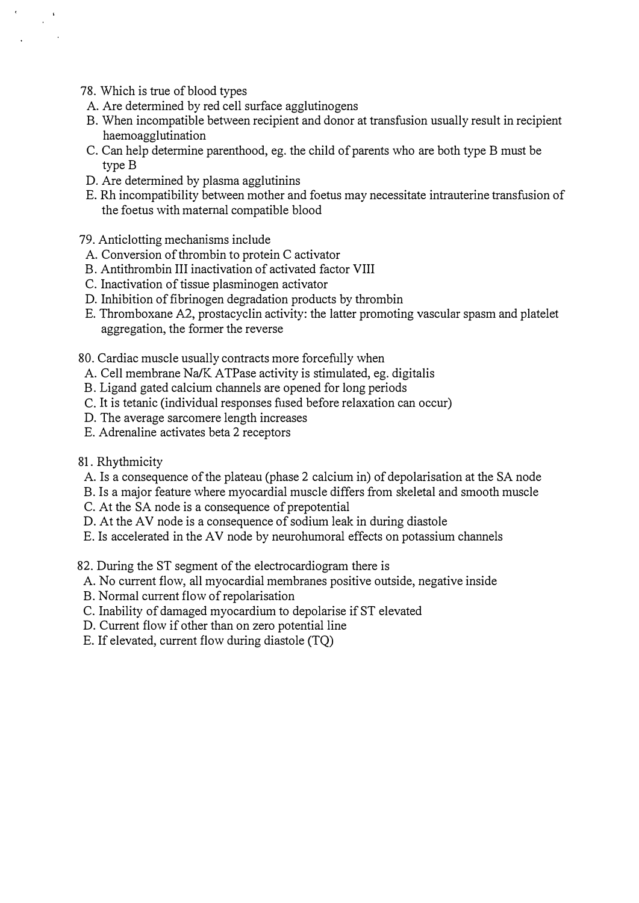78. Which is true of blood types
  A. Are determined by red cell surface agglutinogens
  B. When incompatible between recipient and donor at transfusion usually result in recipient haemoagglutination
  C. Can help determine parenthood, eg. the child of parents who are both type B must be type B
  D. Are determined by plasma agglutinins
  E. Rh incompatibility between mother and foetus may necessitate intrauterine transfusion of the foetus with maternal compatible blood

79. Anticlotting mechanisms include
  A. Conversion of thrombin to protein C activator
  B. Antithrombin III inactivation of activated factor VIII
  C. Inactivation of tissue plasminogen activator
  D. Inhibition of fibrinogen degradation products by thrombin
  E. Thromboxane A2, prostacyclin activity: the latter promoting vascular spasm and platelet aggregation, the former the reverse

80. Cardiac muscle usually contracts more forcefully when
  A. Cell membrane Na/K ATPase activity is stimulated, eg. digitalis
  B. Ligand gated calcium channels are opened for long periods
  C. It is tetanic (individual responses fused before relaxation can occur)
  D. The average sarcomere length increases
  E. Adrenaline activates beta 2 receptors

81. Rhythmicity
  A. Is a consequence of the plateau (phase 2 calcium in) of depolarisation at the SA node
  B. Is a major feature where myocardial muscle differs from skeletal and smooth muscle
  C. At the SA node is a consequence of prepotential
  D. At the AV node is a consequence of sodium leak in during diastole
  E. Is accelerated in the AV node by neurohumoral effects on potassium channels

82. During the ST segment of the electrocardiogram there is
  A. No current flow, all myocardial membranes positive outside, negative inside
  B. Normal current flow of repolarisation
  C. Inability of damaged myocardium to depolarise if ST elevated
  D. Current flow if other than on zero potential line
  E. If elevated, current flow during diastole (TQ)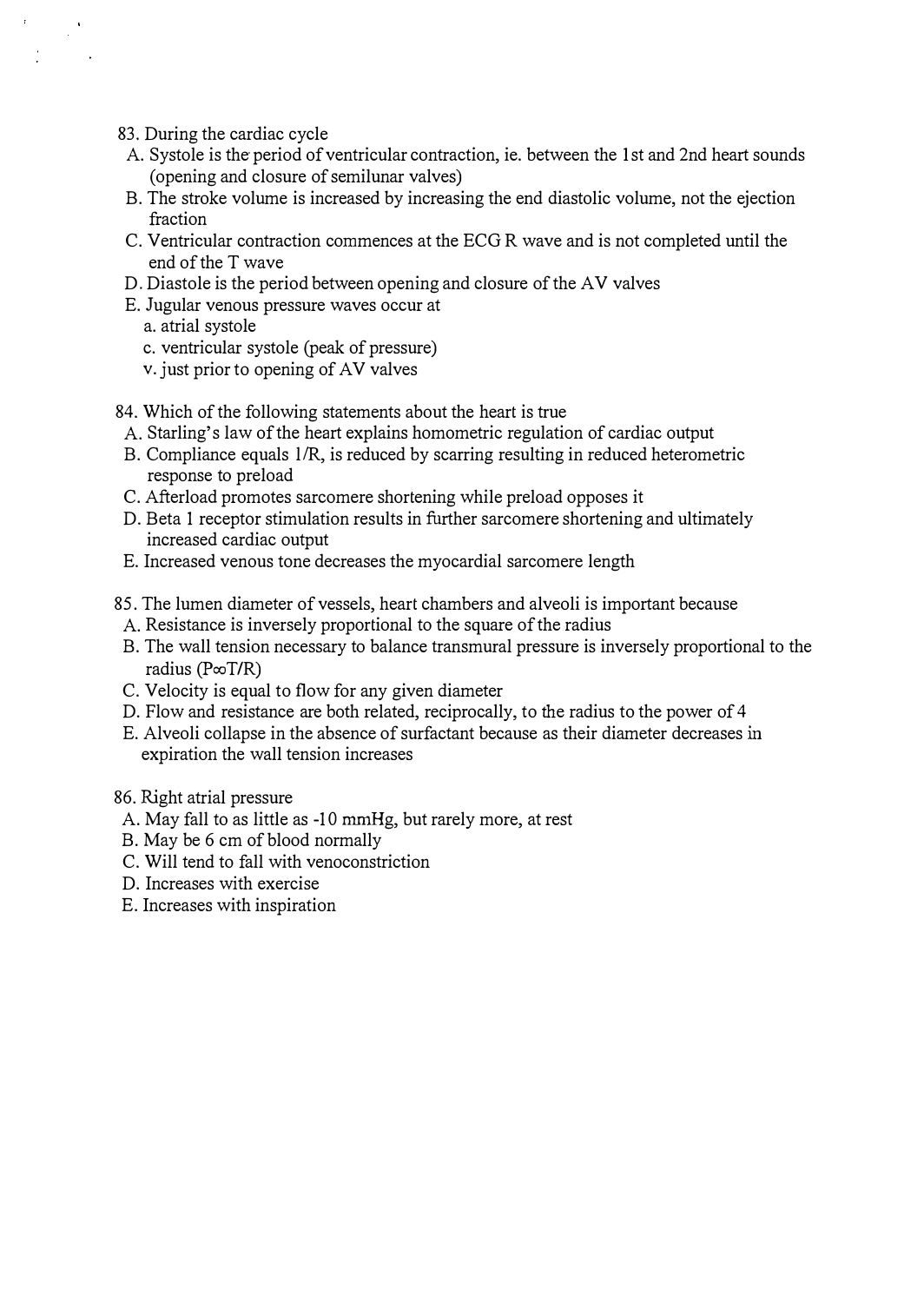83. During the cardiac cycle
  A. Systole is the period of ventricular contraction, ie. between the 1st and 2nd heart sounds (opening and closure of semilunar valves)
  B. The stroke volume is increased by increasing the end diastolic volume, not the ejection fraction
  C. Ventricular contraction commences at the ECG R wave and is not completed until the end of the T wave
  D. Diastole is the period between opening and closure of the AV valves
  E. Jugular venous pressure waves occur at
    a. atrial systole
    c. ventricular systole (peak of pressure)
    v. just prior to opening of AV valves

84. Which of the following statements about the heart is true
  A. Starling's law of the heart explains homometric regulation of cardiac output
  B. Compliance equals 1/R, is reduced by scarring resulting in reduced heterometric response to preload
  C. Afterload promotes sarcomere shortening while preload opposes it
  D. Beta 1 receptor stimulation results in further sarcomere shortening and ultimately increased cardiac output
  E. Increased venous tone decreases the myocardial sarcomere length

85. The lumen diameter of vessels, heart chambers and alveoli is important because
  A. Resistance is inversely proportional to the square of the radius
  B. The wall tension necessary to balance transmural pressure is inversely proportional to the radius ($P \propto T/R$)
  C. Velocity is equal to flow for any given diameter
  D. Flow and resistance are both related, reciprocally, to the radius to the power of 4
  E. Alveoli collapse in the absence of surfactant because as their diameter decreases in expiration the wall tension increases

86. Right atrial pressure
  A. May fall to as little as -10 mmHg, but rarely more, at rest
  B. May be 6 cm of blood normally
  C. Will tend to fall with venoconstriction
  D. Increases with exercise
  E. Increases with inspiration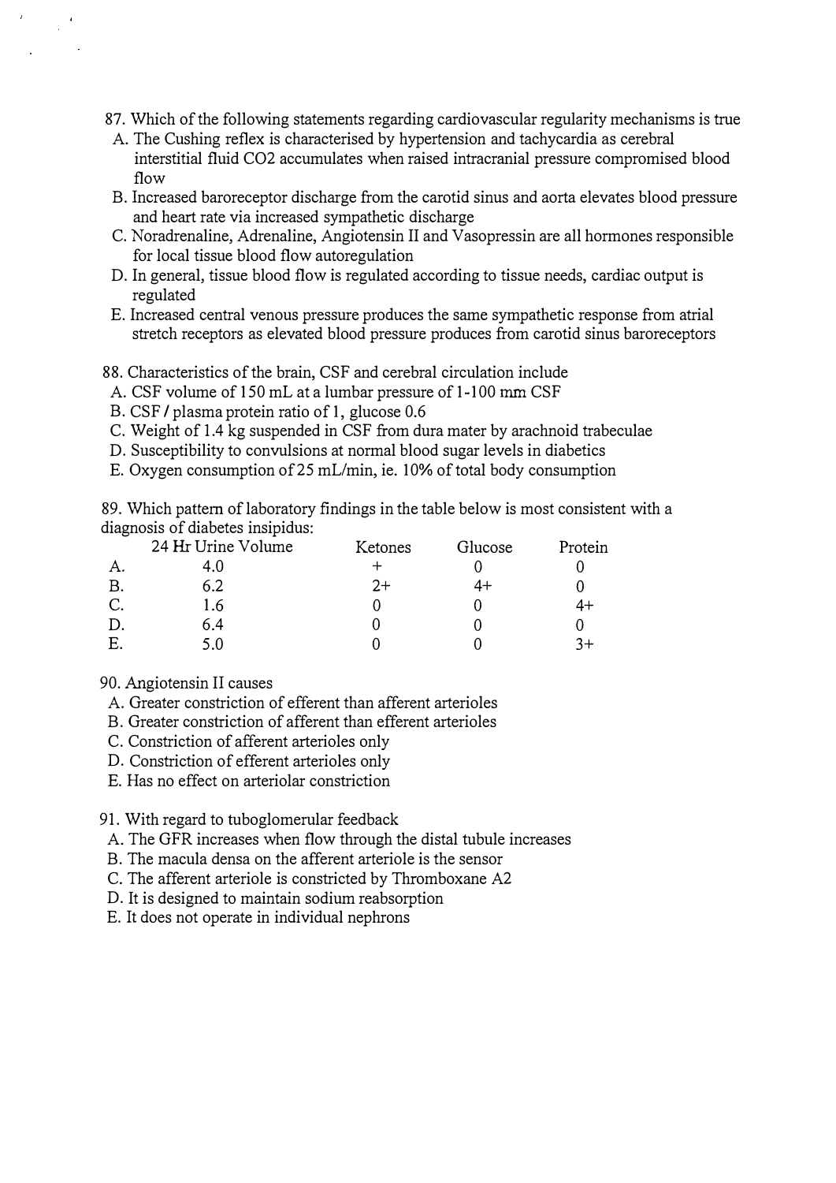87. Which of the following statements regarding cardiovascular regularity mechanisms is true

A. The Cushing reflex is characterised by hypertension and tachycardia as cerebral interstitial fluid CO2 accumulates when raised intracranial pressure compromised blood flow

B. Increased baroreceptor discharge from the carotid sinus and aorta elevates blood pressure and heart rate via increased sympathetic discharge

C. Noradrenaline, Adrenaline, Angiotensin II and Vasopressin are all hormones responsible for local tissue blood flow autoregulation

D. In general, tissue blood flow is regulated according to tissue needs, cardiac output is regulated

E. Increased central venous pressure produces the same sympathetic response from atrial stretch receptors as elevated blood pressure produces from carotid sinus baroreceptors

88. Characteristics of the brain, CSF and cerebral circulation include

A. CSF volume of 150 mL at a lumbar pressure of 1-100 mm CSF

B. CSF / plasma protein ratio of 1, glucose 0.6

C. Weight of 1.4 kg suspended in CSF from dura mater by arachnoid trabeculae

D. Susceptibility to convulsions at normal blood sugar levels in diabetics

E. Oxygen consumption of 25 mL/min, ie. 10% of total body consumption

89. Which pattern of laboratory findings in the table below is most consistent with a diagnosis of diabetes insipidus:

| | 24 Hr Urine Volume | Ketones | Glucose | Protein |
|---|---|---|---|---|
| A. | 4.0 | + | 0 | 0 |
| B. | 6.2 | 2+ | 4+ | 0 |
| C. | 1.6 | 0 | 0 | 4+ |
| D. | 6.4 | 0 | 0 | 0 |
| E. | 5.0 | 0 | 0 | 3+ |

90. Angiotensin II causes

A. Greater constriction of efferent than afferent arterioles

B. Greater constriction of afferent than efferent arterioles

C. Constriction of afferent arterioles only

D. Constriction of efferent arterioles only

E. Has no effect on arteriolar constriction

91. With regard to tuboglomerular feedback

A. The GFR increases when flow through the distal tubule increases

B. The macula densa on the afferent arteriole is the sensor

C. The afferent arteriole is constricted by Thromboxane A2

D. It is designed to maintain sodium reabsorption

E. It does not operate in individual nephrons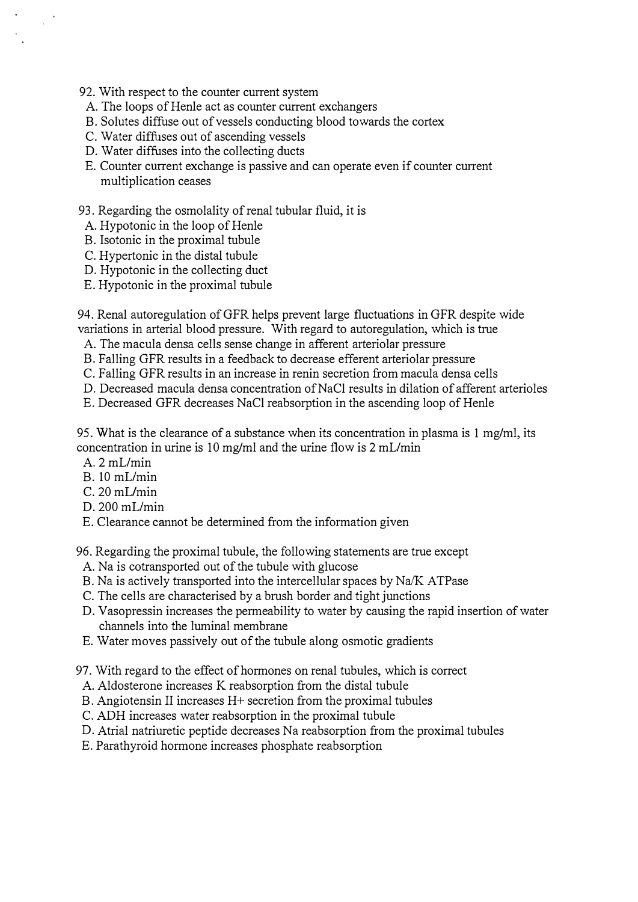92. With respect to the counter current system
   A. The loops of Henle act as counter current exchangers
   B. Solutes diffuse out of vessels conducting blood towards the cortex
   C. Water diffuses out of ascending vessels
   D. Water diffuses into the collecting ducts
   E. Counter current exchange is passive and can operate even if counter current multiplication ceases

93. Regarding the osmolality of renal tubular fluid, it is
   A. Hypotonic in the loop of Henle
   B. Isotonic in the proximal tubule
   C. Hypertonic in the distal tubule
   D. Hypotonic in the collecting duct
   E. Hypotonic in the proximal tubule

94. Renal autoregulation of GFR helps prevent large fluctuations in GFR despite wide variations in arterial blood pressure. With regard to autoregulation, which is true
   A. The macula densa cells sense change in afferent arteriolar pressure
   B. Falling GFR results in a feedback to decrease efferent arteriolar pressure
   C. Falling GFR results in an increase in renin secretion from macula densa cells
   D. Decreased macula densa concentration of NaCl results in dilation of afferent arterioles
   E. Decreased GFR decreases NaCl reabsorption in the ascending loop of Henle

95. What is the clearance of a substance when its concentration in plasma is 1 mg/ml, its concentration in urine is 10 mg/ml and the urine flow is 2 mL/min
   A. 2 mL/min
   B. 10 mL/min
   C. 20 mL/min
   D. 200 mL/min
   E. Clearance cannot be determined from the information given

96. Regarding the proximal tubule, the following statements are true except
   A. Na is cotransported out of the tubule with glucose
   B. Na is actively transported into the intercellular spaces by Na/K ATPase
   C. The cells are characterised by a brush border and tight junctions
   D. Vasopressin increases the permeability to water by causing the rapid insertion of water channels into the luminal membrane
   E. Water moves passively out of the tubule along osmotic gradients

97. With regard to the effect of hormones on renal tubules, which is correct
   A. Aldosterone increases K reabsorption from the distal tubule
   B. Angiotensin II increases H+ secretion from the proximal tubules
   C. ADH increases water reabsorption in the proximal tubule
   D. Atrial natriuretic peptide decreases Na reabsorption from the proximal tubules
   E. Parathyroid hormone increases phosphate reabsorption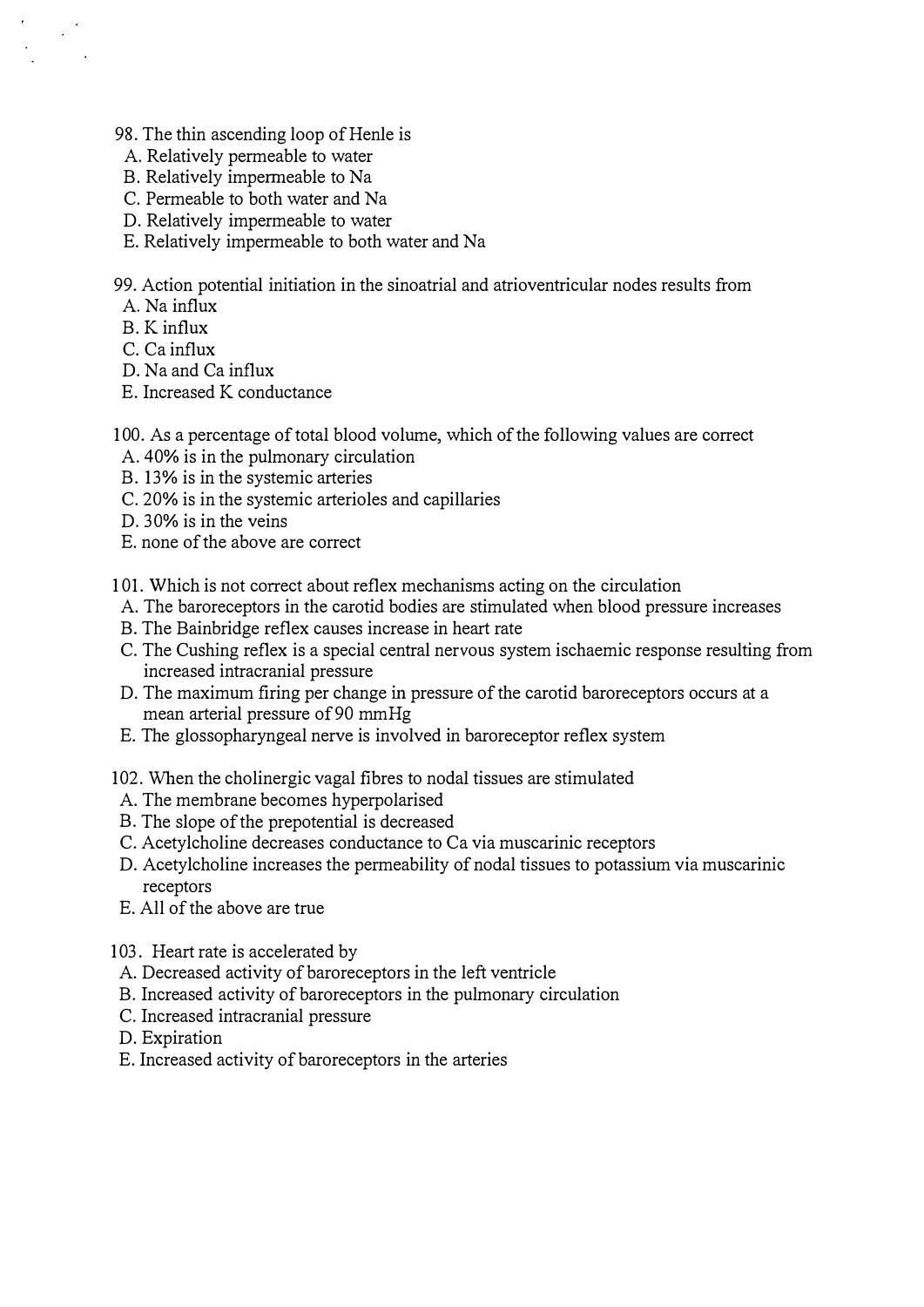98. The thin ascending loop of Henle is
  A. Relatively permeable to water
  B. Relatively impermeable to Na
  C. Permeable to both water and Na
  D. Relatively impermeable to water
  E. Relatively impermeable to both water and Na

99. Action potential initiation in the sinoatrial and atrioventricular nodes results from
  A. Na influx
  B. K influx
  C. Ca influx
  D. Na and Ca influx
  E. Increased K conductance

100. As a percentage of total blood volume, which of the following values are correct
  A. 40% is in the pulmonary circulation
  B. 13% is in the systemic arteries
  C. 20% is in the systemic arterioles and capillaries
  D. 30% is in the veins
  E. none of the above are correct

101. Which is not correct about reflex mechanisms acting on the circulation
  A. The baroreceptors in the carotid bodies are stimulated when blood pressure increases
  B. The Bainbridge reflex causes increase in heart rate
  C. The Cushing reflex is a special central nervous system ischaemic response resulting from increased intracranial pressure
  D. The maximum firing per change in pressure of the carotid baroreceptors occurs at a mean arterial pressure of 90 mmHg
  E. The glossopharyngeal nerve is involved in baroreceptor reflex system

102. When the cholinergic vagal fibres to nodal tissues are stimulated
  A. The membrane becomes hyperpolarised
  B. The slope of the prepotential is decreased
  C. Acetylcholine decreases conductance to Ca via muscarinic receptors
  D. Acetylcholine increases the permeability of nodal tissues to potassium via muscarinic receptors
  E. All of the above are true

103. Heart rate is accelerated by
  A. Decreased activity of baroreceptors in the left ventricle
  B. Increased activity of baroreceptors in the pulmonary circulation
  C. Increased intracranial pressure
  D. Expiration
  E. Increased activity of baroreceptors in the arteries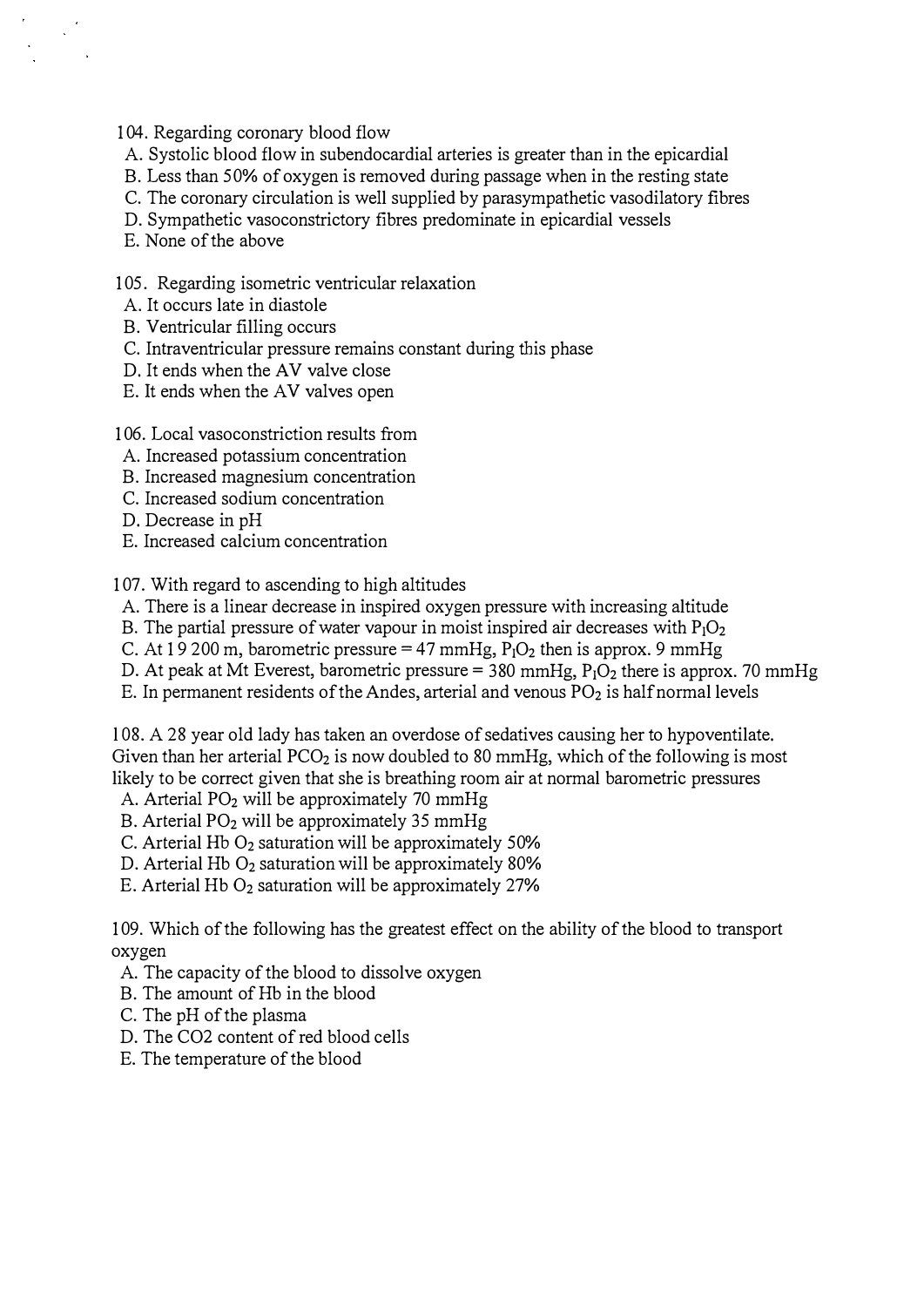104. Regarding coronary blood flow
  A. Systolic blood flow in subendocardial arteries is greater than in the epicardial
  B. Less than 50% of oxygen is removed during passage when in the resting state
  C. The coronary circulation is well supplied by parasympathetic vasodilatory fibres
  D. Sympathetic vasoconstrictory fibres predominate in epicardial vessels
  E. None of the above

105. Regarding isometric ventricular relaxation
  A. It occurs late in diastole
  B. Ventricular filling occurs
  C. Intraventricular pressure remains constant during this phase
  D. It ends when the AV valve close
  E. It ends when the AV valves open

106. Local vasoconstriction results from
  A. Increased potassium concentration
  B. Increased magnesium concentration
  C. Increased sodium concentration
  D. Decrease in pH
  E. Increased calcium concentration

107. With regard to ascending to high altitudes
  A. There is a linear decrease in inspired oxygen pressure with increasing altitude
  B. The partial pressure of water vapour in moist inspired air decreases with $P_IO_2$
  C. At 19 200 m, barometric pressure = 47 mmHg, $P_IO_2$ then is approx. 9 mmHg
  D. At peak at Mt Everest, barometric pressure = 380 mmHg, $P_IO_2$ there is approx. 70 mmHg
  E. In permanent residents of the Andes, arterial and venous $PO_2$ is half normal levels

108. A 28 year old lady has taken an overdose of sedatives causing her to hypoventilate. Given than her arterial $PCO_2$ is now doubled to 80 mmHg, which of the following is most likely to be correct given that she is breathing room air at normal barometric pressures
  A. Arterial $PO_2$ will be approximately 70 mmHg
  B. Arterial $PO_2$ will be approximately 35 mmHg
  C. Arterial Hb $O_2$ saturation will be approximately 50%
  D. Arterial Hb $O_2$ saturation will be approximately 80%
  E. Arterial Hb $O_2$ saturation will be approximately 27%

109. Which of the following has the greatest effect on the ability of the blood to transport oxygen
  A. The capacity of the blood to dissolve oxygen
  B. The amount of Hb in the blood
  C. The pH of the plasma
  D. The CO2 content of red blood cells
  E. The temperature of the blood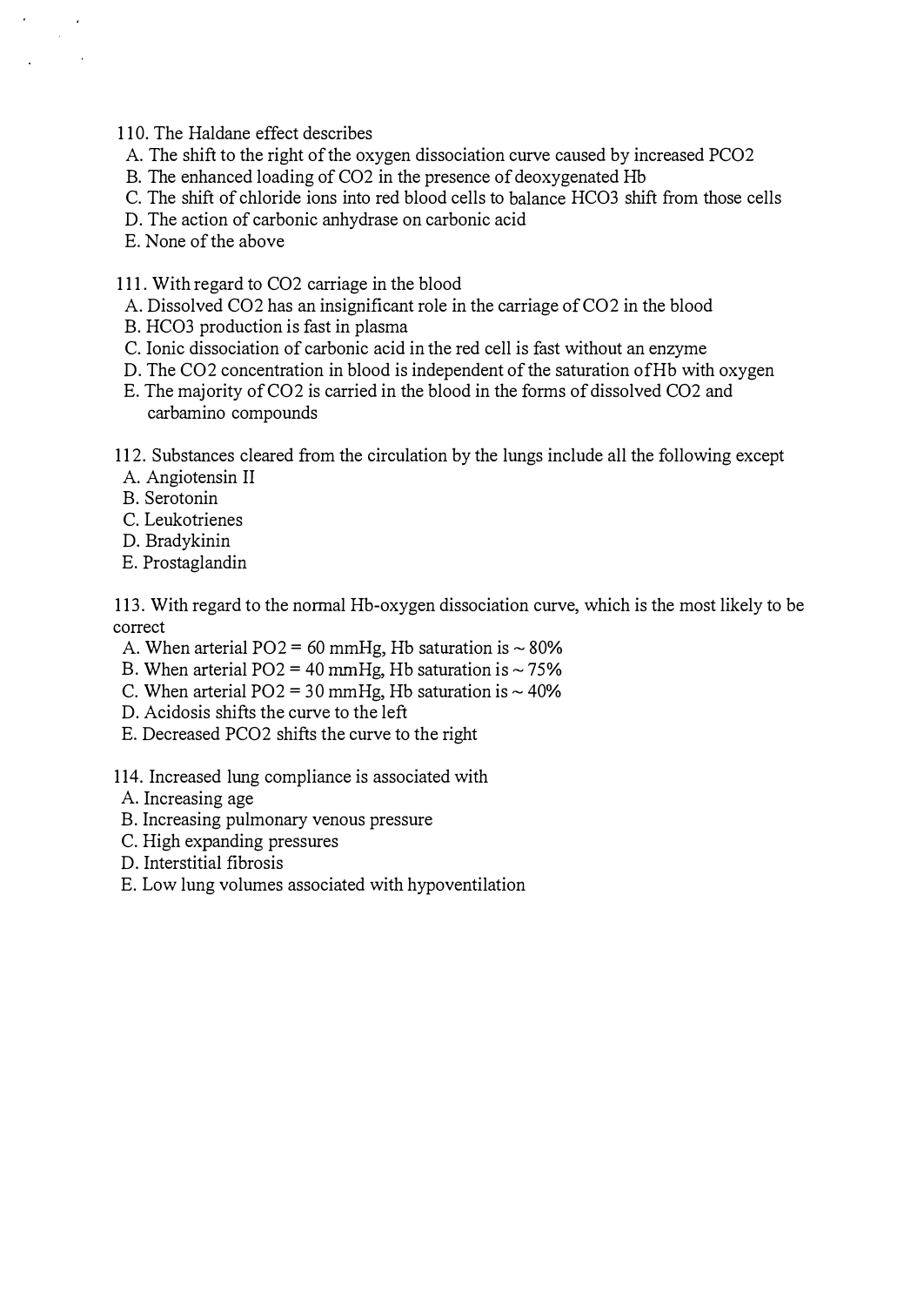110. The Haldane effect describes

A. The shift to the right of the oxygen dissociation curve caused by increased $PCO_2$
B. The enhanced loading of $CO_2$ in the presence of deoxygenated Hb
C. The shift of chloride ions into red blood cells to balance $HCO_3$ shift from those cells
D. The action of carbonic anhydrase on carbonic acid
E. None of the above

111. With regard to $CO_2$ carriage in the blood

A. Dissolved $CO_2$ has an insignificant role in the carriage of $CO_2$ in the blood
B. $HCO_3$ production is fast in plasma
C. Ionic dissociation of carbonic acid in the red cell is fast without an enzyme
D. The $CO_2$ concentration in blood is independent of the saturation of Hb with oxygen
E. The majority of $CO_2$ is carried in the blood in the forms of dissolved $CO_2$ and carbamino compounds

112. Substances cleared from the circulation by the lungs include all the following except

A. Angiotensin II
B. Serotonin
C. Leukotrienes
D. Bradykinin
E. Prostaglandin

113. With regard to the normal Hb-oxygen dissociation curve, which is the most likely to be correct

A. When arterial $PO_2$ = 60 mmHg, Hb saturation is ~ 80%
B. When arterial $PO_2$ = 40 mmHg, Hb saturation is ~ 75%
C. When arterial $PO_2$ = 30 mmHg, Hb saturation is ~ 40%
D. Acidosis shifts the curve to the left
E. Decreased $PCO_2$ shifts the curve to the right

114. Increased lung compliance is associated with

A. Increasing age
B. Increasing pulmonary venous pressure
C. High expanding pressures
D. Interstitial fibrosis
E. Low lung volumes associated with hypoventilation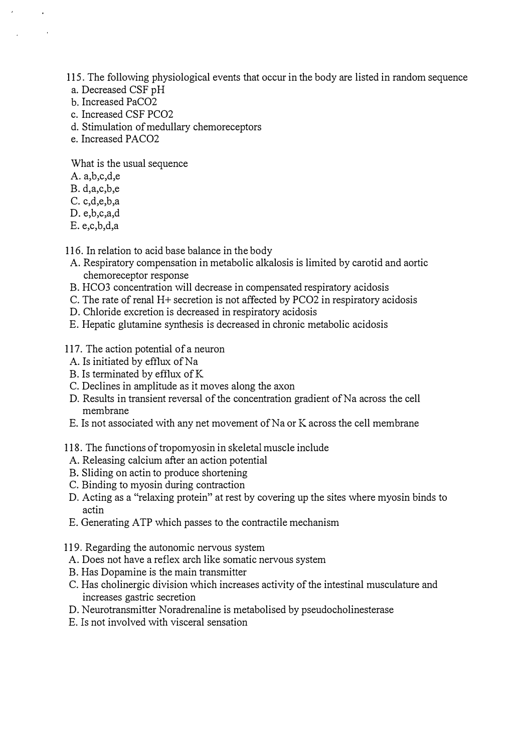115. The following physiological events that occur in the body are listed in random sequence

a. Decreased CSF pH
b. Increased $PaCO_2$
c. Increased CSF $PCO_2$
d. Stimulation of medullary chemoreceptors
e. Increased $PACO_2$

What is the usual sequence

A. a,b,c,d,e
B. d,a,c,b,e
C. c,d,e,b,a
D. e,b,c,a,d
E. e,c,b,d,a

116. In relation to acid base balance in the body

A. Respiratory compensation in metabolic alkalosis is limited by carotid and aortic chemoreceptor response
B. $HCO_3$ concentration will decrease in compensated respiratory acidosis
C. The rate of renal $H^+$ secretion is not affected by $PCO_2$ in respiratory acidosis
D. Chloride excretion is decreased in respiratory acidosis
E. Hepatic glutamine synthesis is decreased in chronic metabolic acidosis

117. The action potential of a neuron

A. Is initiated by efflux of Na
B. Is terminated by efflux of K
C. Declines in amplitude as it moves along the axon
D. Results in transient reversal of the concentration gradient of Na across the cell membrane
E. Is not associated with any net movement of Na or K across the cell membrane

118. The functions of tropomyosin in skeletal muscle include

A. Releasing calcium after an action potential
B. Sliding on actin to produce shortening
C. Binding to myosin during contraction
D. Acting as a "relaxing protein" at rest by covering up the sites where myosin binds to actin
E. Generating ATP which passes to the contractile mechanism

119. Regarding the autonomic nervous system

A. Does not have a reflex arch like somatic nervous system
B. Has Dopamine is the main transmitter
C. Has cholinergic division which increases activity of the intestinal musculature and increases gastric secretion
D. Neurotransmitter Noradrenaline is metabolised by pseudocholinesterase
E. Is not involved with visceral sensation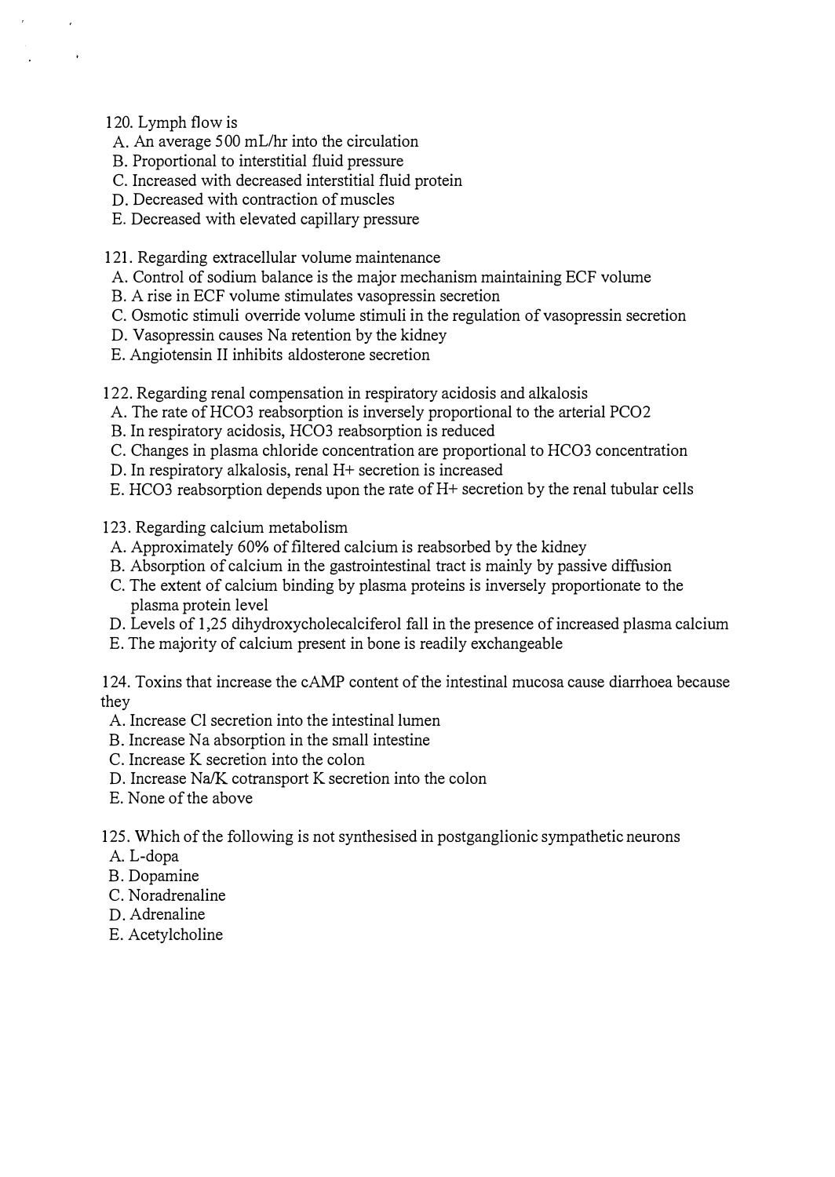120. Lymph flow is

A. An average 500 mL/hr into the circulation
B. Proportional to interstitial fluid pressure
C. Increased with decreased interstitial fluid protein
D. Decreased with contraction of muscles
E. Decreased with elevated capillary pressure

121. Regarding extracellular volume maintenance

A. Control of sodium balance is the major mechanism maintaining ECF volume
B. A rise in ECF volume stimulates vasopressin secretion
C. Osmotic stimuli override volume stimuli in the regulation of vasopressin secretion
D. Vasopressin causes Na retention by the kidney
E. Angiotensin II inhibits aldosterone secretion

122. Regarding renal compensation in respiratory acidosis and alkalosis

A. The rate of $HCO_3$ reabsorption is inversely proportional to the arterial $PCO_2$
B. In respiratory acidosis, $HCO_3$ reabsorption is reduced
C. Changes in plasma chloride concentration are proportional to $HCO_3$ concentration
D. In respiratory alkalosis, renal $H^+$ secretion is increased
E. $HCO_3$ reabsorption depends upon the rate of $H^+$ secretion by the renal tubular cells

123. Regarding calcium metabolism

A. Approximately 60% of filtered calcium is reabsorbed by the kidney
B. Absorption of calcium in the gastrointestinal tract is mainly by passive diffusion
C. The extent of calcium binding by plasma proteins is inversely proportionate to the plasma protein level
D. Levels of 1,25 dihydroxycholecalciferol fall in the presence of increased plasma calcium
E. The majority of calcium present in bone is readily exchangeable

124. Toxins that increase the cAMP content of the intestinal mucosa cause diarrhoea because they

A. Increase Cl secretion into the intestinal lumen
B. Increase Na absorption in the small intestine
C. Increase K secretion into the colon
D. Increase Na/K cotransport K secretion into the colon
E. None of the above

125. Which of the following is not synthesised in postganglionic sympathetic neurons

A. L-dopa
B. Dopamine
C. Noradrenaline
D. Adrenaline
E. Acetylcholine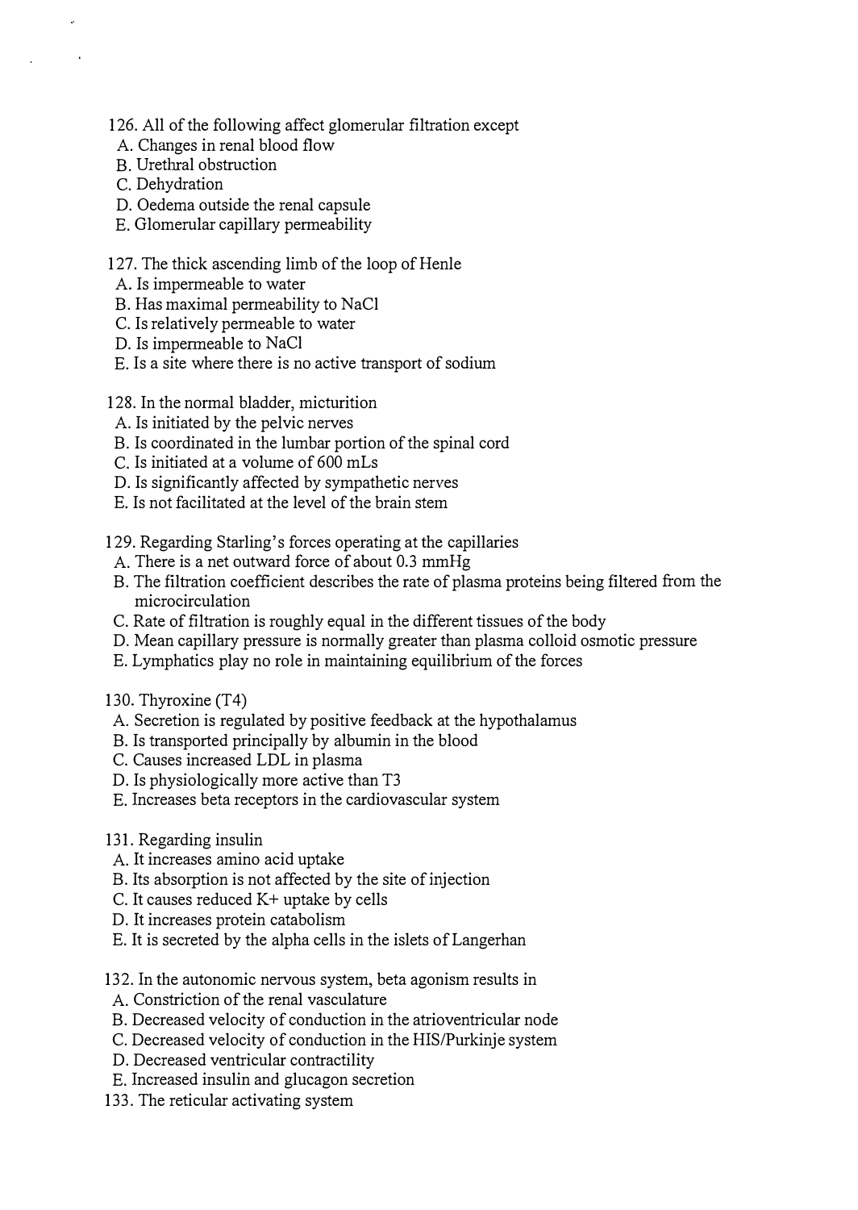126. All of the following affect glomerular filtration except
 A. Changes in renal blood flow
 B. Urethral obstruction
 C. Dehydration
 D. Oedema outside the renal capsule
 E. Glomerular capillary permeability

127. The thick ascending limb of the loop of Henle
 A. Is impermeable to water
 B. Has maximal permeability to NaCl
 C. Is relatively permeable to water
 D. Is impermeable to NaCl
 E. Is a site where there is no active transport of sodium

128. In the normal bladder, micturition
 A. Is initiated by the pelvic nerves
 B. Is coordinated in the lumbar portion of the spinal cord
 C. Is initiated at a volume of 600 mLs
 D. Is significantly affected by sympathetic nerves
 E. Is not facilitated at the level of the brain stem

129. Regarding Starling's forces operating at the capillaries
 A. There is a net outward force of about 0.3 mmHg
 B. The filtration coefficient describes the rate of plasma proteins being filtered from the microcirculation
 C. Rate of filtration is roughly equal in the different tissues of the body
 D. Mean capillary pressure is normally greater than plasma colloid osmotic pressure
 E. Lymphatics play no role in maintaining equilibrium of the forces

130. Thyroxine (T4)
 A. Secretion is regulated by positive feedback at the hypothalamus
 B. Is transported principally by albumin in the blood
 C. Causes increased LDL in plasma
 D. Is physiologically more active than T3
 E. Increases beta receptors in the cardiovascular system

131. Regarding insulin
 A. It increases amino acid uptake
 B. Its absorption is not affected by the site of injection
 C. It causes reduced K+ uptake by cells
 D. It increases protein catabolism
 E. It is secreted by the alpha cells in the islets of Langerhan

132. In the autonomic nervous system, beta agonism results in
 A. Constriction of the renal vasculature
 B. Decreased velocity of conduction in the atrioventricular node
 C. Decreased velocity of conduction in the HIS/Purkinje system
 D. Decreased ventricular contractility
 E. Increased insulin and glucagon secretion

133. The reticular activating system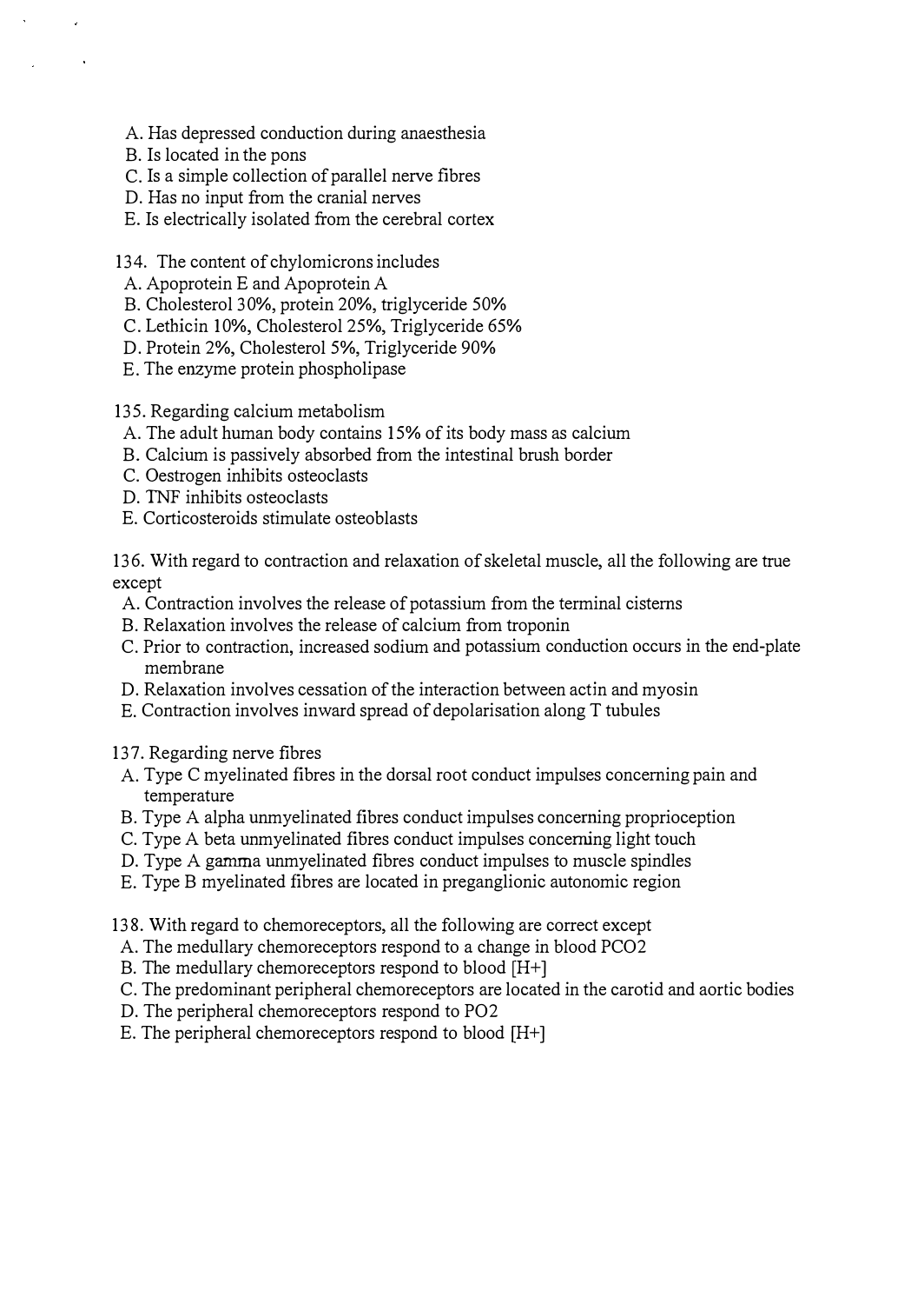A. Has depressed conduction during anaesthesia
B. Is located in the pons
C. Is a simple collection of parallel nerve fibres
D. Has no input from the cranial nerves
E. Is electrically isolated from the cerebral cortex

134. The content of chylomicrons includes
A. Apoprotein E and Apoprotein A
B. Cholesterol 30%, protein 20%, triglyceride 50%
C. Lethicin 10%, Cholesterol 25%, Triglyceride 65%
D. Protein 2%, Cholesterol 5%, Triglyceride 90%
E. The enzyme protein phospholipase

135. Regarding calcium metabolism
A. The adult human body contains 15% of its body mass as calcium
B. Calcium is passively absorbed from the intestinal brush border
C. Oestrogen inhibits osteoclasts
D. TNF inhibits osteoclasts
E. Corticosteroids stimulate osteoblasts

136. With regard to contraction and relaxation of skeletal muscle, all the following are true except
A. Contraction involves the release of potassium from the terminal cisterns
B. Relaxation involves the release of calcium from troponin
C. Prior to contraction, increased sodium and potassium conduction occurs in the end-plate membrane
D. Relaxation involves cessation of the interaction between actin and myosin
E. Contraction involves inward spread of depolarisation along T tubules

137. Regarding nerve fibres
A. Type C myelinated fibres in the dorsal root conduct impulses concerning pain and temperature
B. Type A alpha unmyelinated fibres conduct impulses concerning proprioception
C. Type A beta unmyelinated fibres conduct impulses concerning light touch
D. Type A gamma unmyelinated fibres conduct impulses to muscle spindles
E. Type B myelinated fibres are located in preganglionic autonomic region

138. With regard to chemoreceptors, all the following are correct except
A. The medullary chemoreceptors respond to a change in blood $PCO_2$
B. The medullary chemoreceptors respond to blood $[H^+]$
C. The predominant peripheral chemoreceptors are located in the carotid and aortic bodies
D. The peripheral chemoreceptors respond to $PO_2$
E. The peripheral chemoreceptors respond to blood $[H^+]$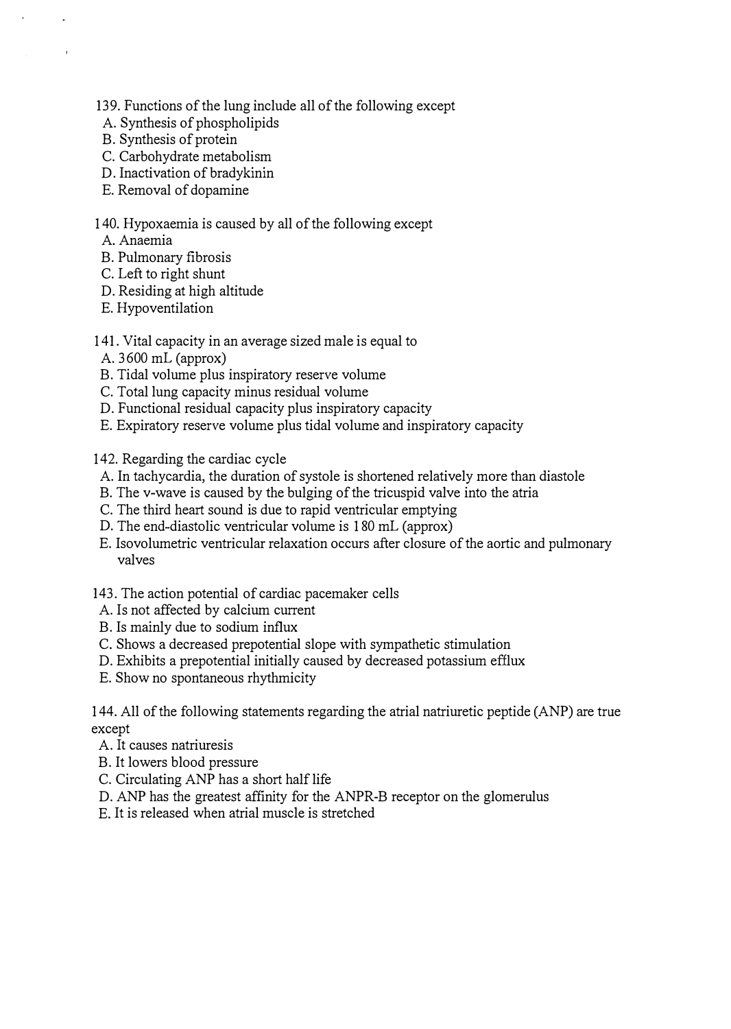139. Functions of the lung include all of the following except

A. Synthesis of phospholipids
B. Synthesis of protein
C. Carbohydrate metabolism
D. Inactivation of bradykinin
E. Removal of dopamine

140. Hypoxaemia is caused by all of the following except

A. Anaemia
B. Pulmonary fibrosis
C. Left to right shunt
D. Residing at high altitude
E. Hypoventilation

141. Vital capacity in an average sized male is equal to

A. 3600 mL (approx)
B. Tidal volume plus inspiratory reserve volume
C. Total lung capacity minus residual volume
D. Functional residual capacity plus inspiratory capacity
E. Expiratory reserve volume plus tidal volume and inspiratory capacity

142. Regarding the cardiac cycle

A. In tachycardia, the duration of systole is shortened relatively more than diastole
B. The v-wave is caused by the bulging of the tricuspid valve into the atria
C. The third heart sound is due to rapid ventricular emptying
D. The end-diastolic ventricular volume is 180 mL (approx)
E. Isovolumetric ventricular relaxation occurs after closure of the aortic and pulmonary valves

143. The action potential of cardiac pacemaker cells

A. Is not affected by calcium current
B. Is mainly due to sodium influx
C. Shows a decreased prepotential slope with sympathetic stimulation
D. Exhibits a prepotential initially caused by decreased potassium efflux
E. Show no spontaneous rhythmicity

144. All of the following statements regarding the atrial natriuretic peptide (ANP) are true except

A. It causes natriuresis
B. It lowers blood pressure
C. Circulating ANP has a short half life
D. ANP has the greatest affinity for the ANPR-B receptor on the glomerulus
E. It is released when atrial muscle is stretched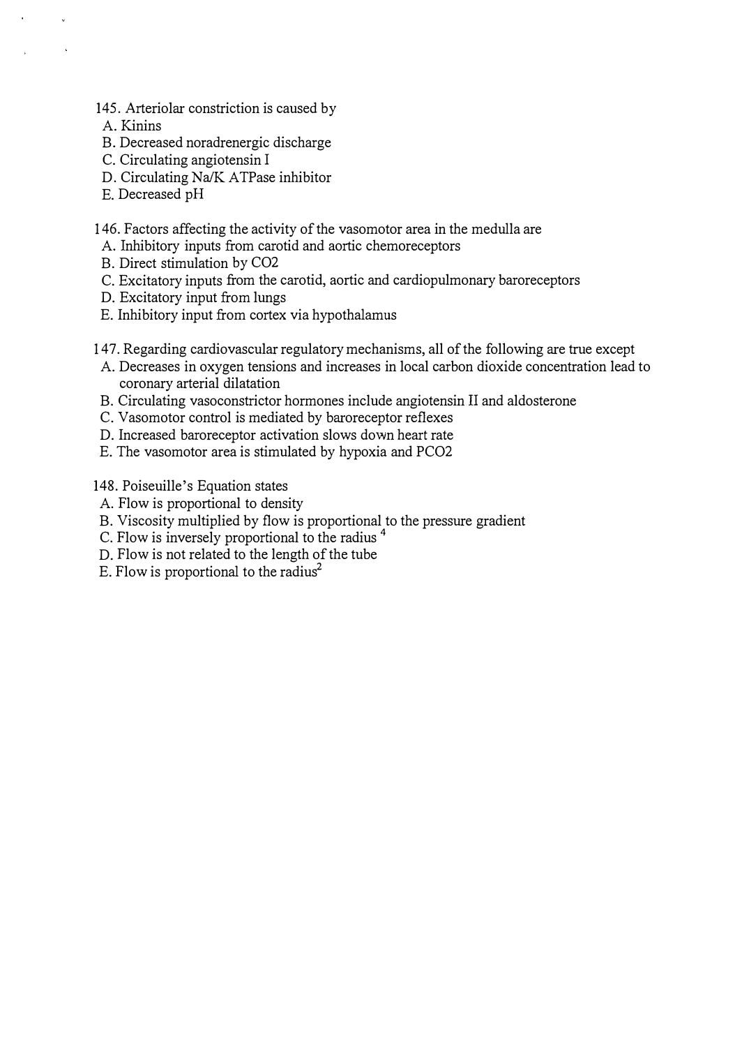145. Arteriolar constriction is caused by
 A. Kinins
 B. Decreased noradrenergic discharge
 C. Circulating angiotensin I
 D. Circulating Na/K ATPase inhibitor
 E. Decreased pH

146. Factors affecting the activity of the vasomotor area in the medulla are
 A. Inhibitory inputs from carotid and aortic chemoreceptors
 B. Direct stimulation by $CO_2$
 C. Excitatory inputs from the carotid, aortic and cardiopulmonary baroreceptors
 D. Excitatory input from lungs
 E. Inhibitory input from cortex via hypothalamus

147. Regarding cardiovascular regulatory mechanisms, all of the following are true except
 A. Decreases in oxygen tensions and increases in local carbon dioxide concentration lead to coronary arterial dilatation
 B. Circulating vasoconstrictor hormones include angiotensin II and aldosterone
 C. Vasomotor control is mediated by baroreceptor reflexes
 D. Increased baroreceptor activation slows down heart rate
 E. The vasomotor area is stimulated by hypoxia and $PCO_2$

148. Poiseuille's Equation states
 A. Flow is proportional to density
 B. Viscosity multiplied by flow is proportional to the pressure gradient
 C. Flow is inversely proportional to the $\text{radius}^4$
 D. Flow is not related to the length of the tube
 E. Flow is proportional to the $\text{radius}^2$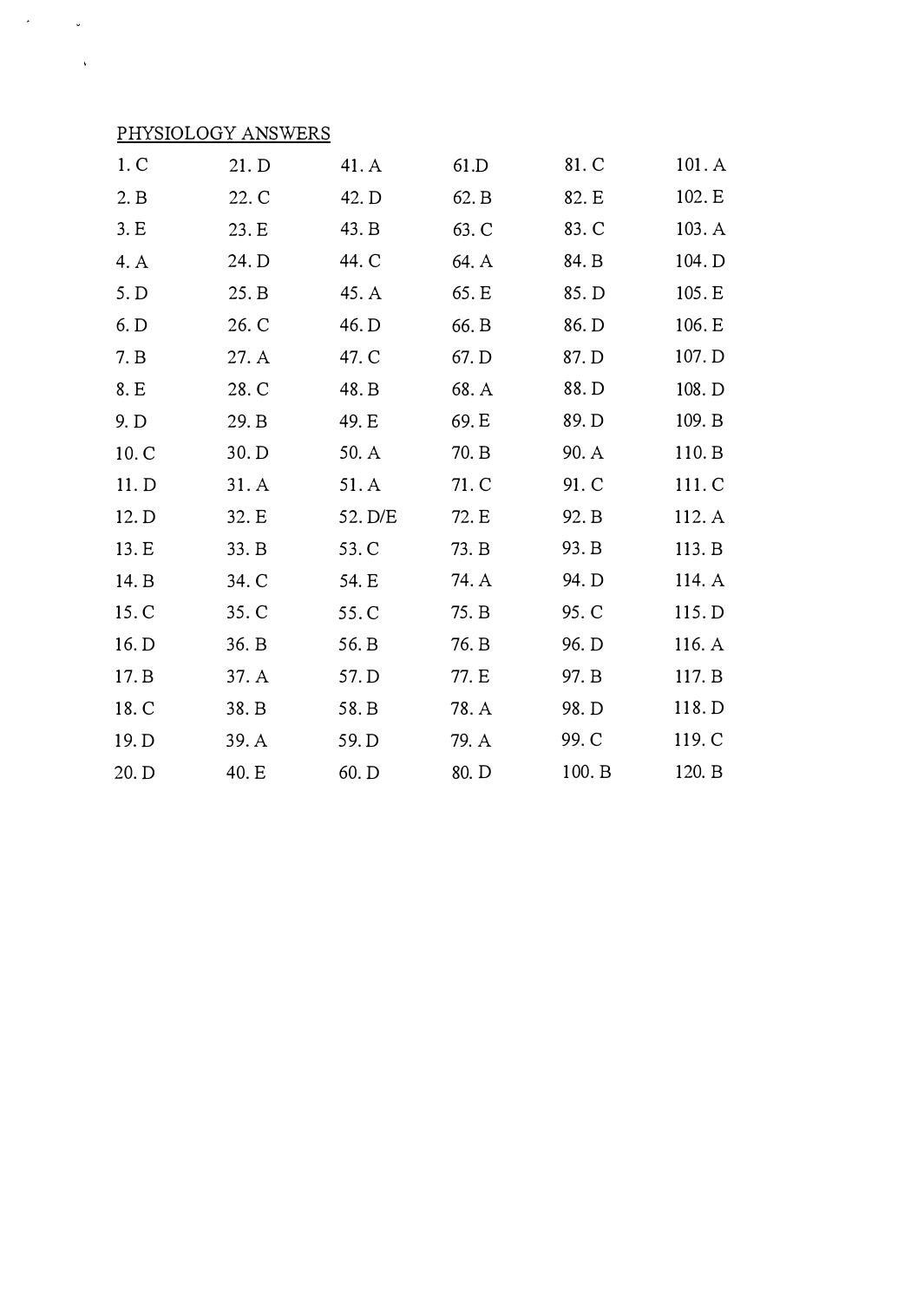PHYSIOLOGY ANSWERS

| | | | | | |
|---|---|---|---|---|---|
| 1. C | 21. D | 41. A | 61.D | 81. C | 101. A |
| 2. B | 22. C | 42. D | 62. B | 82. E | 102. E |
| 3. E | 23. E | 43. B | 63. C | 83. C | 103. A |
| 4. A | 24. D | 44. C | 64. A | 84. B | 104. D |
| 5. D | 25. B | 45. A | 65. E | 85. D | 105. E |
| 6. D | 26. C | 46. D | 66. B | 86. D | 106. E |
| 7. B | 27. A | 47. C | 67. D | 87. D | 107. D |
| 8. E | 28. C | 48. B | 68. A | 88. D | 108. D |
| 9. D | 29. B | 49. E | 69. E | 89. D | 109. B |
| 10. C | 30. D | 50. A | 70. B | 90. A | 110. B |
| 11. D | 31. A | 51. A | 71. C | 91. C | 111. C |
| 12. D | 32. E | 52. D/E | 72. E | 92. B | 112. A |
| 13. E | 33. B | 53. C | 73. B | 93. B | 113. B |
| 14. B | 34. C | 54. E | 74. A | 94. D | 114. A |
| 15. C | 35. C | 55. C | 75. B | 95. C | 115. D |
| 16. D | 36. B | 56. B | 76. B | 96. D | 116. A |
| 17. B | 37. A | 57. D | 77. E | 97. B | 117. B |
| 18. C | 38. B | 58. B | 78. A | 98. D | 118. D |
| 19. D | 39. A | 59. D | 79. A | 99. C | 119. C |
| 20. D | 40. E | 60. D | 80. D | 100. B | 120. B |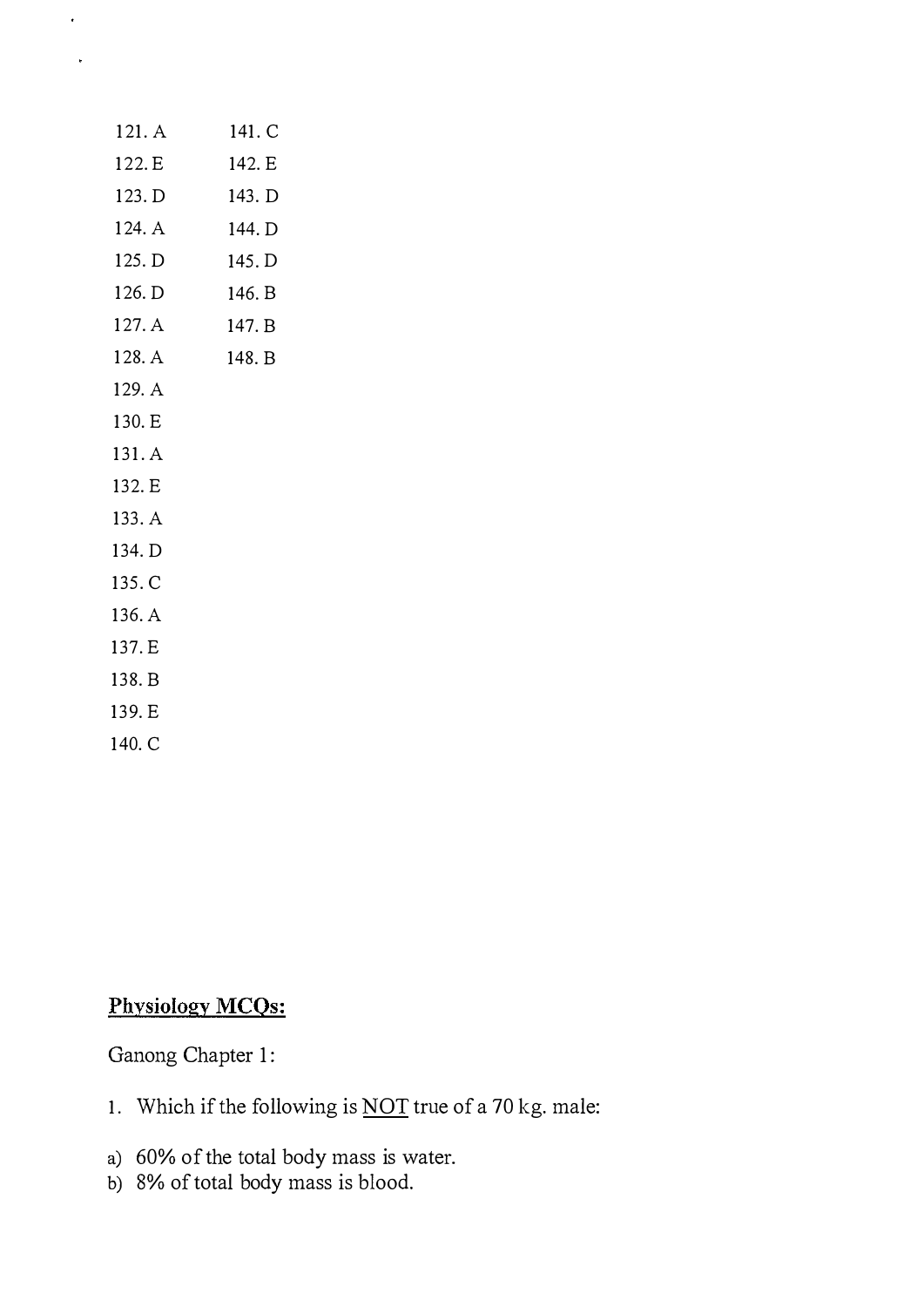121. A
122. E
123. D
124. A
125. D
126. D
127. A
128. A
129. A
130. E
131. A
132. E
133. A
134. D
135. C
136. A
137. E
138. B
139. E
140. C
141. C
142. E
143. D
144. D
145. D
146. B
147. B
148. B

## Physiology MCQs:

Ganong Chapter 1:

1. Which if the following is NOT true of a 70 kg. male:

a) 60% of the total body mass is water.
b) 8% of total body mass is blood.